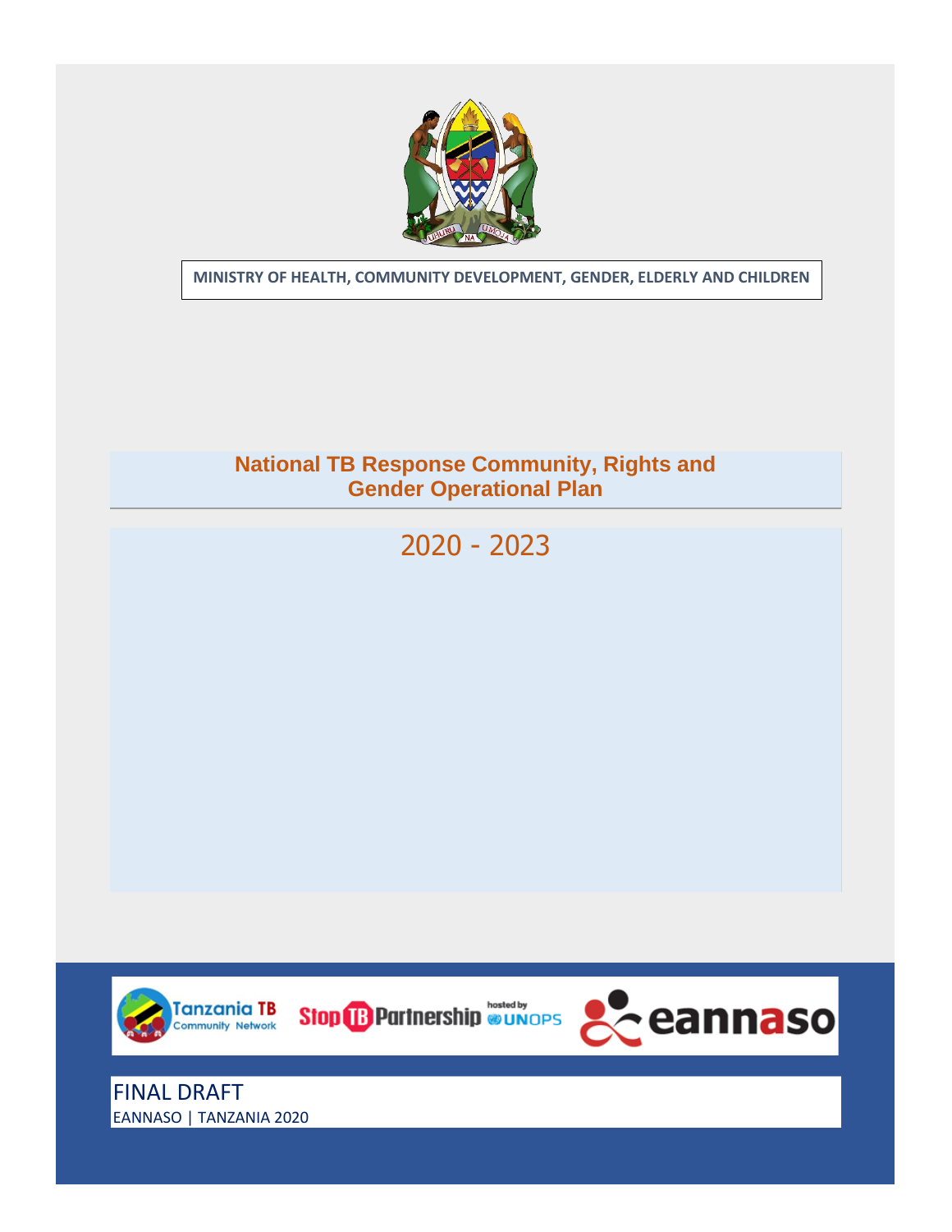**MINISTRY OF HEALTH, COMMUNITY DEVELOPMENT, GENDER, ELDERLY AND CHILDREN**

# National TB Response Community, Rights and Gender Operational Plan

## 2020 - 2023

FINAL DRAFT

EANNASO | TANZANIA 2020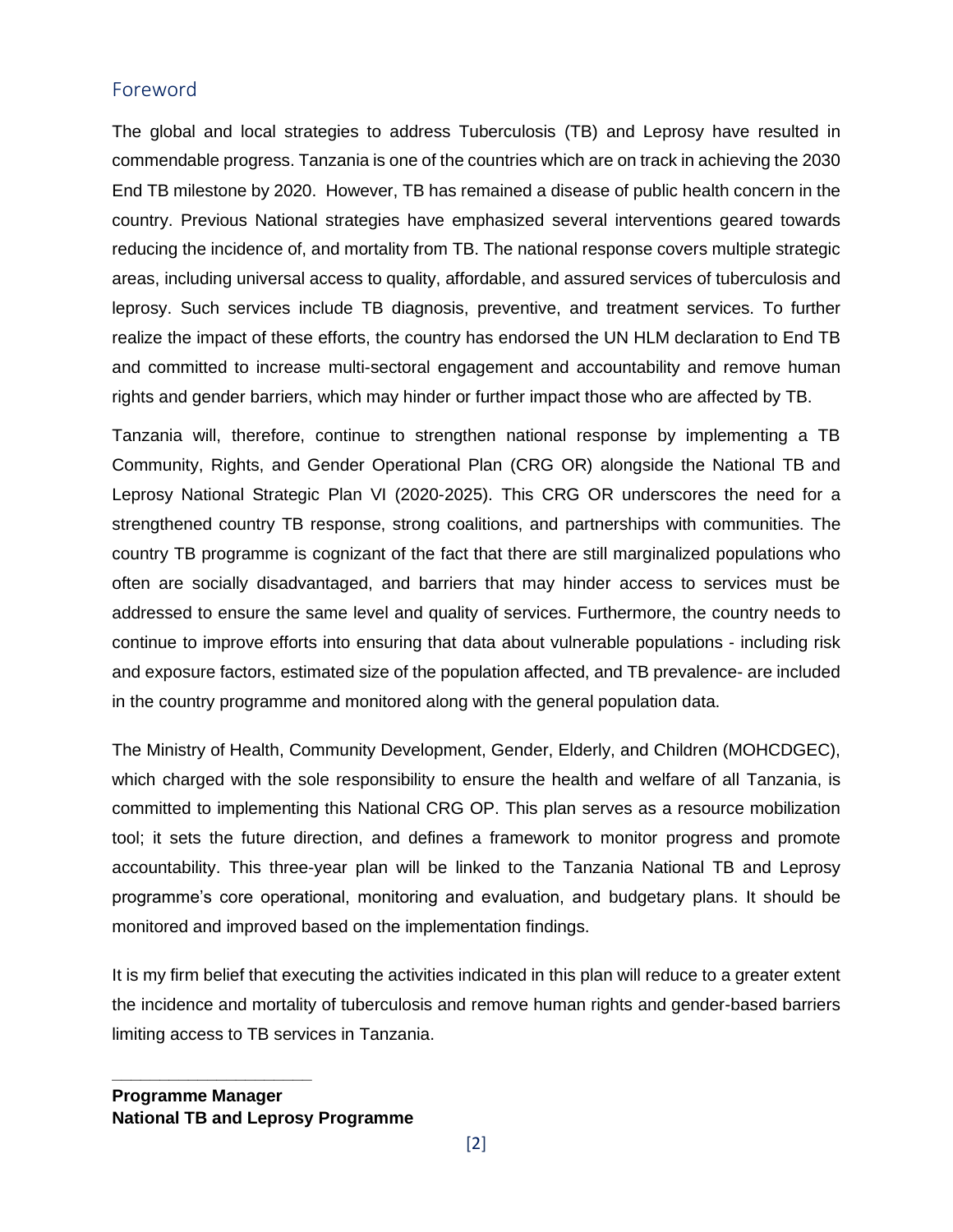## Foreword

The global and local strategies to address Tuberculosis (TB) and Leprosy have resulted in commendable progress. Tanzania is one of the countries which are on track in achieving the 2030 End TB milestone by 2020. However, TB has remained a disease of public health concern in the country. Previous National strategies have emphasized several interventions geared towards reducing the incidence of, and mortality from TB. The national response covers multiple strategic areas, including universal access to quality, affordable, and assured services of tuberculosis and leprosy. Such services include TB diagnosis, preventive, and treatment services. To further realize the impact of these efforts, the country has endorsed the UN HLM declaration to End TB and committed to increase multi-sectoral engagement and accountability and remove human rights and gender barriers, which may hinder or further impact those who are affected by TB.

Tanzania will, therefore, continue to strengthen national response by implementing a TB Community, Rights, and Gender Operational Plan (CRG OR) alongside the National TB and Leprosy National Strategic Plan VI (2020-2025). This CRG OR underscores the need for a strengthened country TB response, strong coalitions, and partnerships with communities. The country TB programme is cognizant of the fact that there are still marginalized populations who often are socially disadvantaged, and barriers that may hinder access to services must be addressed to ensure the same level and quality of services. Furthermore, the country needs to continue to improve efforts into ensuring that data about vulnerable populations - including risk and exposure factors, estimated size of the population affected, and TB prevalence- are included in the country programme and monitored along with the general population data.

The Ministry of Health, Community Development, Gender, Elderly, and Children (MOHCDGEC), which charged with the sole responsibility to ensure the health and welfare of all Tanzania, is committed to implementing this National CRG OP. This plan serves as a resource mobilization tool; it sets the future direction, and defines a framework to monitor progress and promote accountability. This three-year plan will be linked to the Tanzania National TB and Leprosy programme's core operational, monitoring and evaluation, and budgetary plans. It should be monitored and improved based on the implementation findings.

It is my firm belief that executing the activities indicated in this plan will reduce to a greater extent the incidence and mortality of tuberculosis and remove human rights and gender-based barriers limiting access to TB services in Tanzania.

\_\_\_\_\_\_\_\_\_\_\_\_\_\_\_\_\_\_\_\_\_\_\_\_

**Programme Manager**
**National TB and Leprosy Programme**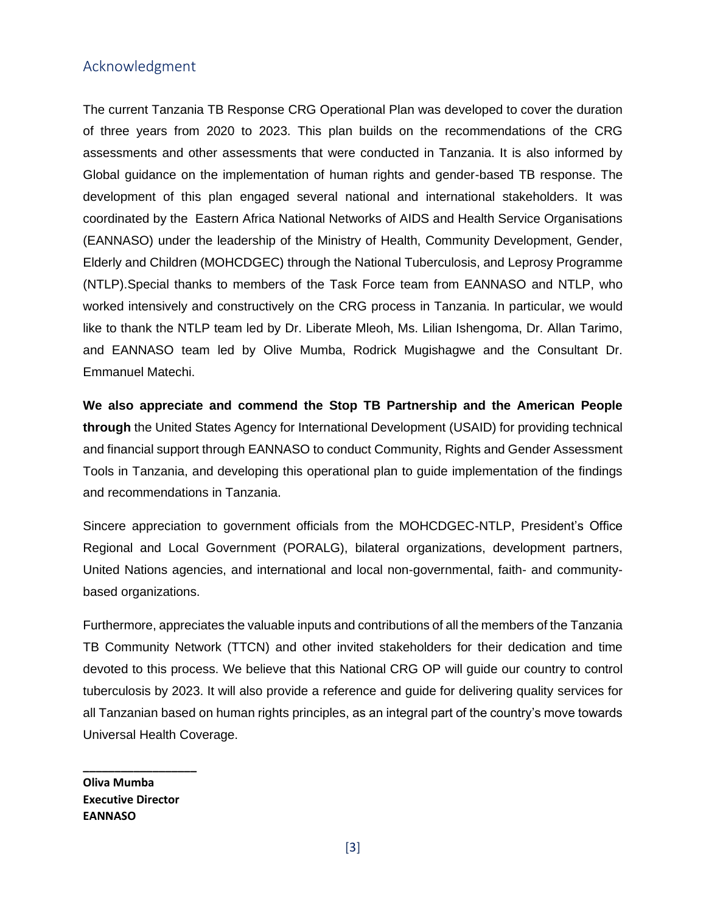## Acknowledgment

The current Tanzania TB Response CRG Operational Plan was developed to cover the duration of three years from 2020 to 2023. This plan builds on the recommendations of the CRG assessments and other assessments that were conducted in Tanzania. It is also informed by Global guidance on the implementation of human rights and gender-based TB response. The development of this plan engaged several national and international stakeholders. It was coordinated by the Eastern Africa National Networks of AIDS and Health Service Organisations (EANNASO) under the leadership of the Ministry of Health, Community Development, Gender, Elderly and Children (MOHCDGEC) through the National Tuberculosis, and Leprosy Programme (NTLP).Special thanks to members of the Task Force team from EANNASO and NTLP, who worked intensively and constructively on the CRG process in Tanzania. In particular, we would like to thank the NTLP team led by Dr. Liberate Mleoh, Ms. Lilian Ishengoma, Dr. Allan Tarimo, and EANNASO team led by Olive Mumba, Rodrick Mugishagwe and the Consultant Dr. Emmanuel Matechi.

**We also appreciate and commend the Stop TB Partnership and the American People through** the United States Agency for International Development (USAID) for providing technical and financial support through EANNASO to conduct Community, Rights and Gender Assessment Tools in Tanzania, and developing this operational plan to guide implementation of the findings and recommendations in Tanzania.

Sincere appreciation to government officials from the MOHCDGEC-NTLP, President's Office Regional and Local Government (PORALG), bilateral organizations, development partners, United Nations agencies, and international and local non-governmental, faith- and community-based organizations.

Furthermore, appreciates the valuable inputs and contributions of all the members of the Tanzania TB Community Network (TTCN) and other invited stakeholders for their dedication and time devoted to this process. We believe that this National CRG OP will guide our country to control tuberculosis by 2023. It will also provide a reference and guide for delivering quality services for all Tanzanian based on human rights principles, as an integral part of the country's move towards Universal Health Coverage.

\_\_\_\_\_\_\_\_\_\_\_\_\_\_\_\_\_\_

**Oliva Mumba**
**Executive Director**
**EANNASO**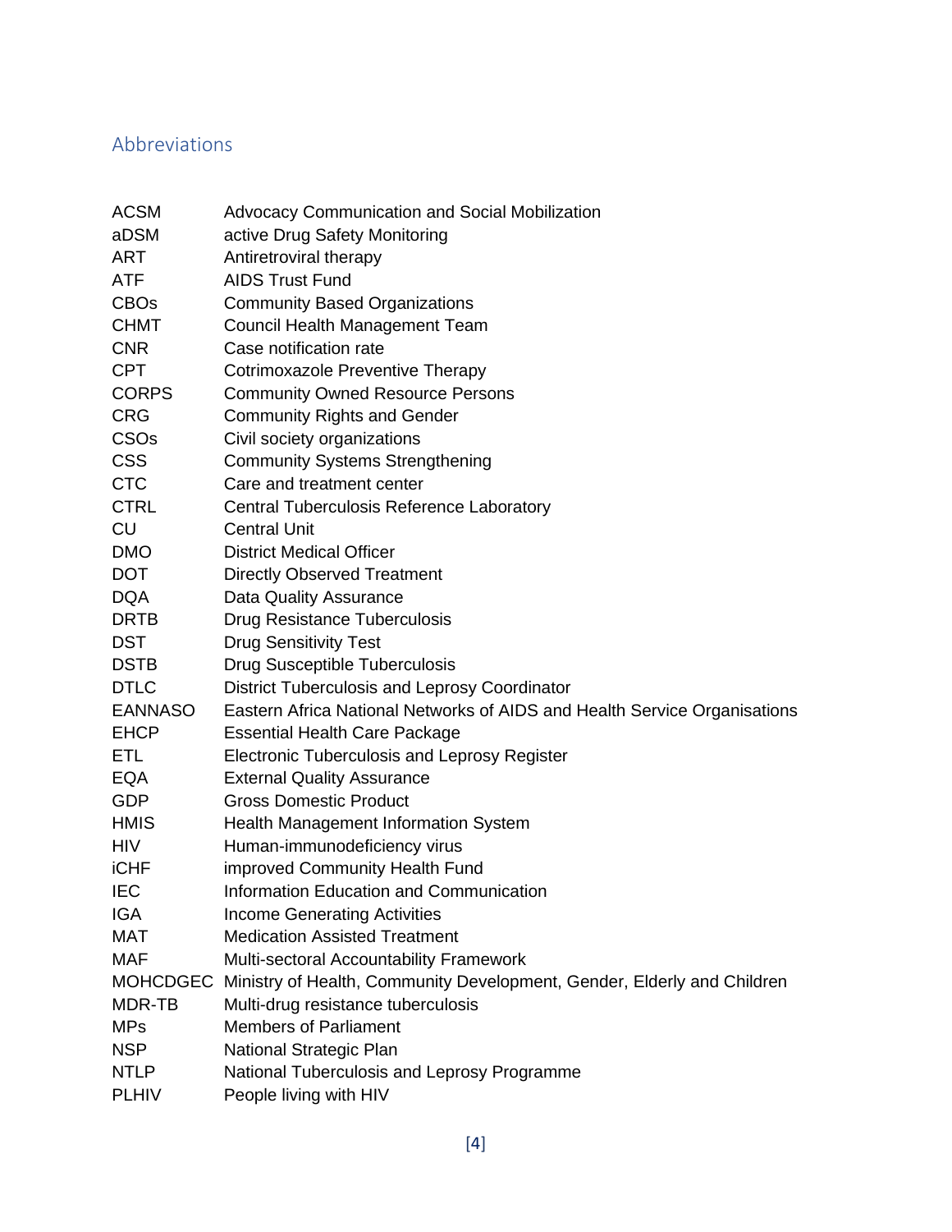## Abbreviations

| | |
|---|---|
| ACSM | Advocacy Communication and Social Mobilization |
| aDSM | active Drug Safety Monitoring |
| ART | Antiretroviral therapy |
| ATF | AIDS Trust Fund |
| CBOs | Community Based Organizations |
| CHMT | Council Health Management Team |
| CNR | Case notification rate |
| CPT | Cotrimoxazole Preventive Therapy |
| CORPS | Community Owned Resource Persons |
| CRG | Community Rights and Gender |
| CSOs | Civil society organizations |
| CSS | Community Systems Strengthening |
| CTC | Care and treatment center |
| CTRL | Central Tuberculosis Reference Laboratory |
| CU | Central Unit |
| DMO | District Medical Officer |
| DOT | Directly Observed Treatment |
| DQA | Data Quality Assurance |
| DRTB | Drug Resistance Tuberculosis |
| DST | Drug Sensitivity Test |
| DSTB | Drug Susceptible Tuberculosis |
| DTLC | District Tuberculosis and Leprosy Coordinator |
| EANNASO | Eastern Africa National Networks of AIDS and Health Service Organisations |
| EHCP | Essential Health Care Package |
| ETL | Electronic Tuberculosis and Leprosy Register |
| EQA | External Quality Assurance |
| GDP | Gross Domestic Product |
| HMIS | Health Management Information System |
| HIV | Human-immunodeficiency virus |
| iCHF | improved Community Health Fund |
| IEC | Information Education and Communication |
| IGA | Income Generating Activities |
| MAT | Medication Assisted Treatment |
| MAF | Multi-sectoral Accountability Framework |
| MOHCDGEC | Ministry of Health, Community Development, Gender, Elderly and Children |
| MDR-TB | Multi-drug resistance tuberculosis |
| MPs | Members of Parliament |
| NSP | National Strategic Plan |
| NTLP | National Tuberculosis and Leprosy Programme |
| PLHIV | People living with HIV |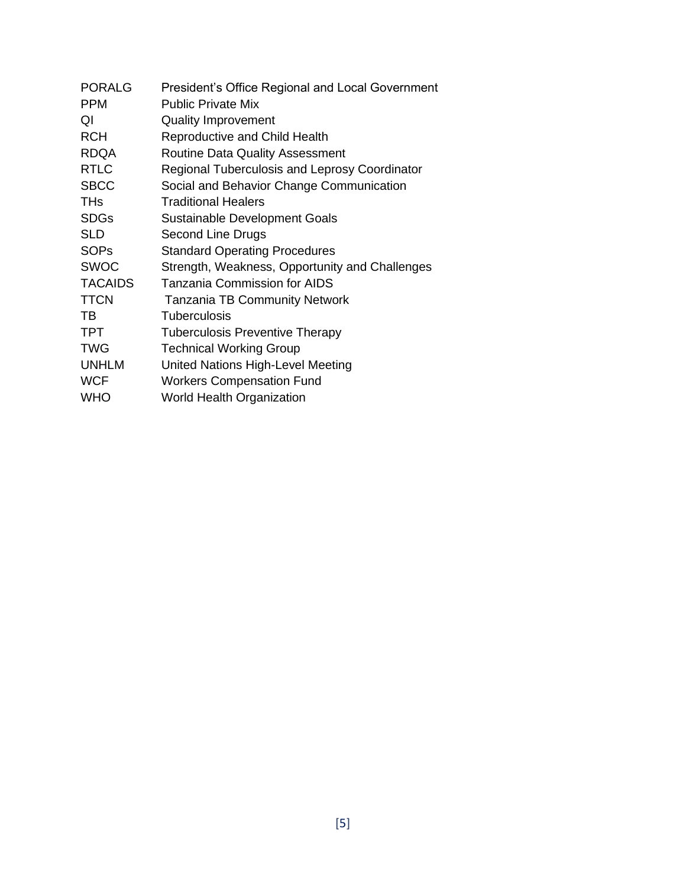| | |
|---|---|
| PORALG | President's Office Regional and Local Government |
| PPM | Public Private Mix |
| QI | Quality Improvement |
| RCH | Reproductive and Child Health |
| RDQA | Routine Data Quality Assessment |
| RTLC | Regional Tuberculosis and Leprosy Coordinator |
| SBCC | Social and Behavior Change Communication |
| THs | Traditional Healers |
| SDGs | Sustainable Development Goals |
| SLD | Second Line Drugs |
| SOPs | Standard Operating Procedures |
| SWOC | Strength, Weakness, Opportunity and Challenges |
| TACAIDS | Tanzania Commission for AIDS |
| TTCN | Tanzania TB Community Network |
| TB | Tuberculosis |
| TPT | Tuberculosis Preventive Therapy |
| TWG | Technical Working Group |
| UNHLM | United Nations High-Level Meeting |
| WCF | Workers Compensation Fund |
| WHO | World Health Organization |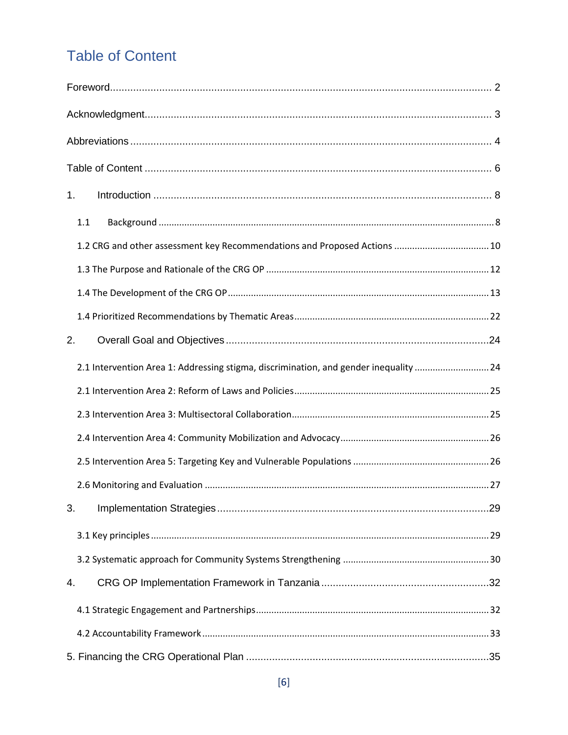# Table of Content

Foreword ..... 2

Acknowledgment ..... 3

Abbreviations ..... 4

Table of Content ..... 6

1. Introduction ..... 8

   1.1 Background ..... 8

   1.2 CRG and other assessment key Recommendations and Proposed Actions ..... 10

   1.3 The Purpose and Rationale of the CRG OP ..... 12

   1.4 The Development of the CRG OP ..... 13

   1.4 Prioritized Recommendations by Thematic Areas ..... 22

2. Overall Goal and Objectives ..... 24

   2.1 Intervention Area 1: Addressing stigma, discrimination, and gender inequality ..... 24

   2.1 Intervention Area 2: Reform of Laws and Policies ..... 25

   2.3 Intervention Area 3: Multisectoral Collaboration ..... 25

   2.4 Intervention Area 4: Community Mobilization and Advocacy ..... 26

   2.5 Intervention Area 5: Targeting Key and Vulnerable Populations ..... 26

   2.6 Monitoring and Evaluation ..... 27

3. Implementation Strategies ..... 29

   3.1 Key principles ..... 29

   3.2 Systematic approach for Community Systems Strengthening ..... 30

4. CRG OP Implementation Framework in Tanzania ..... 32

   4.1 Strategic Engagement and Partnerships ..... 32

   4.2 Accountability Framework ..... 33

5. Financing the CRG Operational Plan ..... 35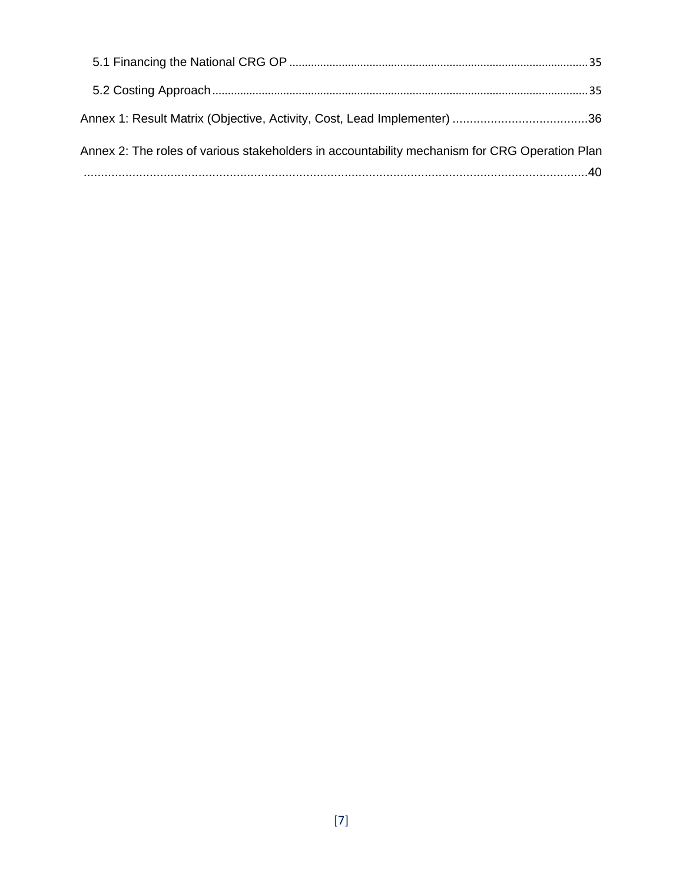5.1 Financing the National CRG OP ................................................................................................ 35

5.2 Costing Approach ........................................................................................................................ 35

Annex 1: Result Matrix (Objective, Activity, Cost, Lead Implementer) .......................................36

Annex 2: The roles of various stakeholders in accountability mechanism for CRG Operation Plan ..................................................................................................................................................40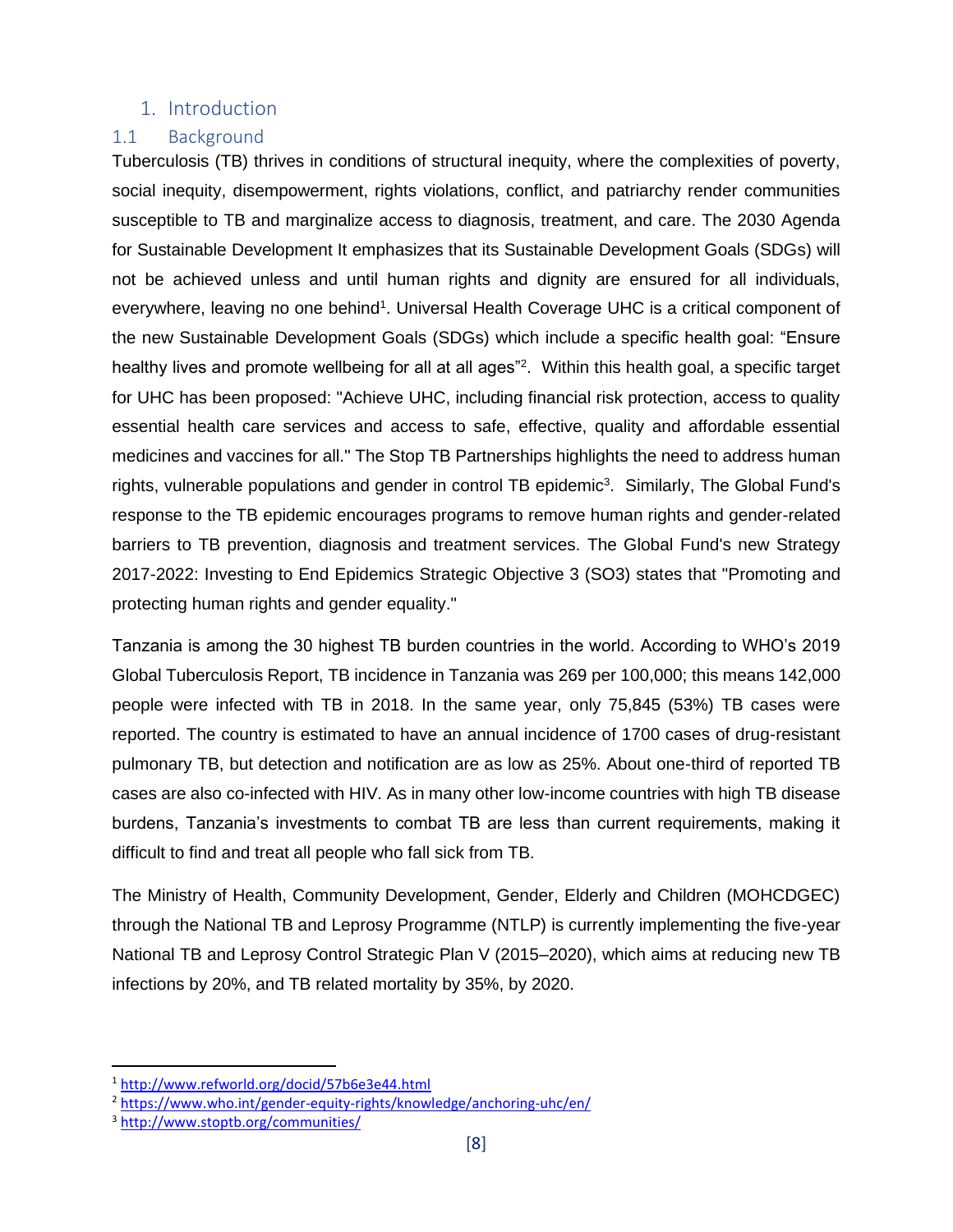# 1. Introduction

## 1.1 Background

Tuberculosis (TB) thrives in conditions of structural inequity, where the complexities of poverty, social inequity, disempowerment, rights violations, conflict, and patriarchy render communities susceptible to TB and marginalize access to diagnosis, treatment, and care. The 2030 Agenda for Sustainable Development It emphasizes that its Sustainable Development Goals (SDGs) will not be achieved unless and until human rights and dignity are ensured for all individuals, everywhere, leaving no one behind[1]. Universal Health Coverage UHC is a critical component of the new Sustainable Development Goals (SDGs) which include a specific health goal: "Ensure healthy lives and promote wellbeing for all at all ages"[2]. Within this health goal, a specific target for UHC has been proposed: "Achieve UHC, including financial risk protection, access to quality essential health care services and access to safe, effective, quality and affordable essential medicines and vaccines for all." The Stop TB Partnerships highlights the need to address human rights, vulnerable populations and gender in control TB epidemic[3]. Similarly, The Global Fund's response to the TB epidemic encourages programs to remove human rights and gender-related barriers to TB prevention, diagnosis and treatment services. The Global Fund's new Strategy 2017-2022: Investing to End Epidemics Strategic Objective 3 (SO3) states that "Promoting and protecting human rights and gender equality."

Tanzania is among the 30 highest TB burden countries in the world. According to WHO's 2019 Global Tuberculosis Report, TB incidence in Tanzania was 269 per 100,000; this means 142,000 people were infected with TB in 2018. In the same year, only 75,845 (53%) TB cases were reported. The country is estimated to have an annual incidence of 1700 cases of drug-resistant pulmonary TB, but detection and notification are as low as 25%. About one-third of reported TB cases are also co-infected with HIV. As in many other low-income countries with high TB disease burdens, Tanzania's investments to combat TB are less than current requirements, making it difficult to find and treat all people who fall sick from TB.

The Ministry of Health, Community Development, Gender, Elderly and Children (MOHCDGEC) through the National TB and Leprosy Programme (NTLP) is currently implementing the five-year National TB and Leprosy Control Strategic Plan V (2015–2020), which aims at reducing new TB infections by 20%, and TB related mortality by 35%, by 2020.

---

[1] http://www.refworld.org/docid/57b6e3e44.html

[2] https://www.who.int/gender-equity-rights/knowledge/anchoring-uhc/en/

[3] http://www.stoptb.org/communities/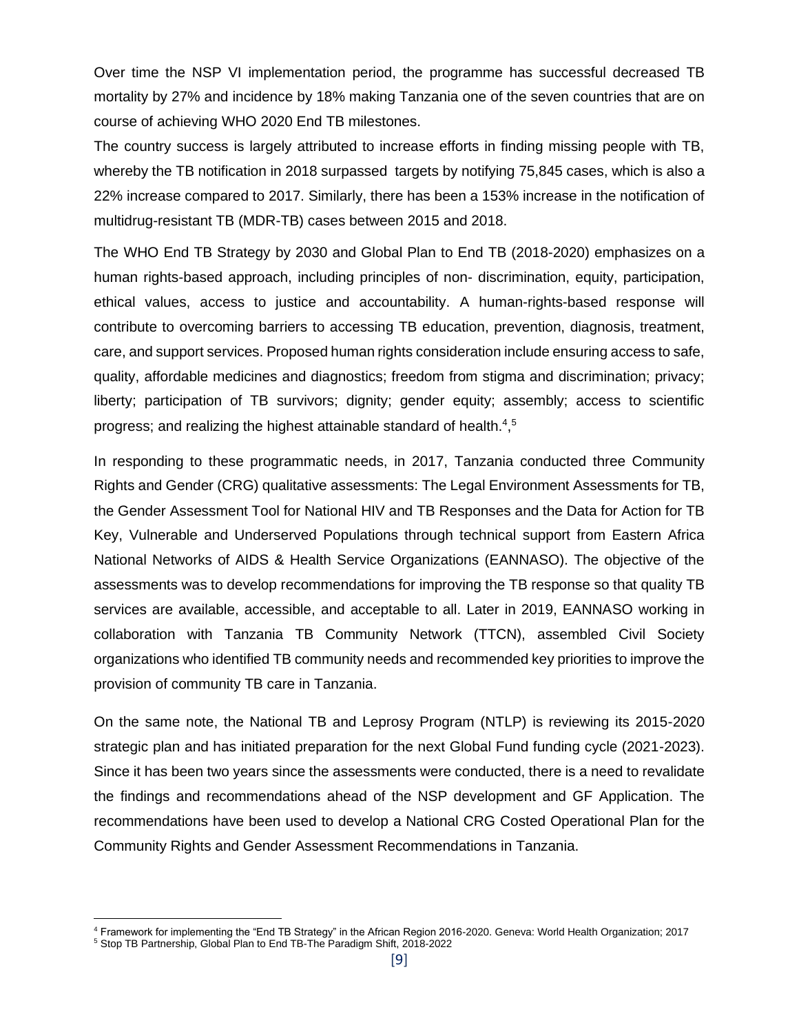Over time the NSP VI implementation period, the programme has successful decreased TB mortality by 27% and incidence by 18% making Tanzania one of the seven countries that are on course of achieving WHO 2020 End TB milestones.

The country success is largely attributed to increase efforts in finding missing people with TB, whereby the TB notification in 2018 surpassed targets by notifying 75,845 cases, which is also a 22% increase compared to 2017. Similarly, there has been a 153% increase in the notification of multidrug-resistant TB (MDR-TB) cases between 2015 and 2018.

The WHO End TB Strategy by 2030 and Global Plan to End TB (2018-2020) emphasizes on a human rights-based approach, including principles of non- discrimination, equity, participation, ethical values, access to justice and accountability. A human-rights-based response will contribute to overcoming barriers to accessing TB education, prevention, diagnosis, treatment, care, and support services. Proposed human rights consideration include ensuring access to safe, quality, affordable medicines and diagnostics; freedom from stigma and discrimination; privacy; liberty; participation of TB survivors; dignity; gender equity; assembly; access to scientific progress; and realizing the highest attainable standard of health.[4],[5]

In responding to these programmatic needs, in 2017, Tanzania conducted three Community Rights and Gender (CRG) qualitative assessments: The Legal Environment Assessments for TB, the Gender Assessment Tool for National HIV and TB Responses and the Data for Action for TB Key, Vulnerable and Underserved Populations through technical support from Eastern Africa National Networks of AIDS & Health Service Organizations (EANNASO). The objective of the assessments was to develop recommendations for improving the TB response so that quality TB services are available, accessible, and acceptable to all. Later in 2019, EANNASO working in collaboration with Tanzania TB Community Network (TTCN), assembled Civil Society organizations who identified TB community needs and recommended key priorities to improve the provision of community TB care in Tanzania.

On the same note, the National TB and Leprosy Program (NTLP) is reviewing its 2015-2020 strategic plan and has initiated preparation for the next Global Fund funding cycle (2021-2023). Since it has been two years since the assessments were conducted, there is a need to revalidate the findings and recommendations ahead of the NSP development and GF Application. The recommendations have been used to develop a National CRG Costed Operational Plan for the Community Rights and Gender Assessment Recommendations in Tanzania.

---

[4] Framework for implementing the "End TB Strategy" in the African Region 2016-2020. Geneva: World Health Organization; 2017

[5] Stop TB Partnership, Global Plan to End TB-The Paradigm Shift, 2018-2022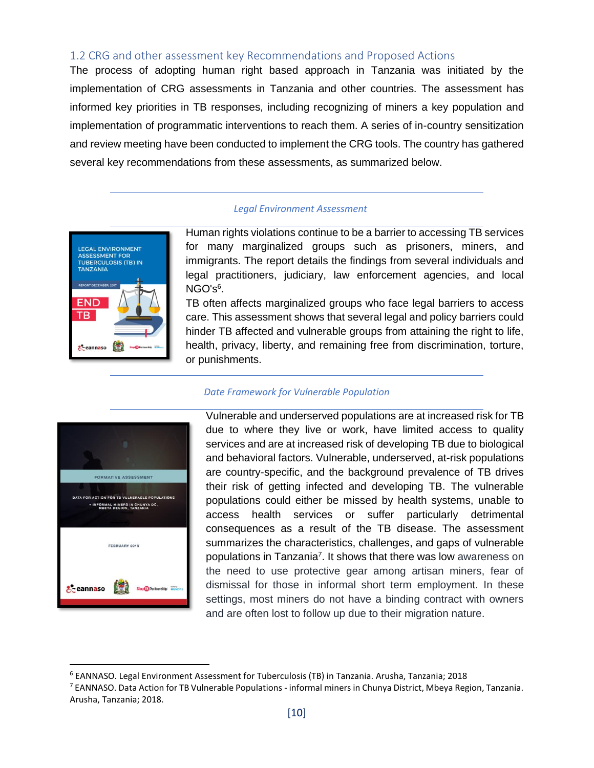## 1.2 CRG and other assessment key Recommendations and Proposed Actions

The process of adopting human right based approach in Tanzania was initiated by the implementation of CRG assessments in Tanzania and other countries. The assessment has informed key priorities in TB responses, including recognizing of miners a key population and implementation of programmatic interventions to reach them. A series of in-country sensitization and review meeting have been conducted to implement the CRG tools. The country has gathered several key recommendations from these assessments, as summarized below.

*Legal Environment Assessment*

Human rights violations continue to be a barrier to accessing TB services for many marginalized groups such as prisoners, miners, and immigrants. The report details the findings from several individuals and legal practitioners, judiciary, law enforcement agencies, and local NGO's[6].

TB often affects marginalized groups who face legal barriers to access care. This assessment shows that several legal and policy barriers could hinder TB affected and vulnerable groups from attaining the right to life, health, privacy, liberty, and remaining free from discrimination, torture, or punishments.

*Date Framework for Vulnerable Population*

Vulnerable and underserved populations are at increased risk for TB due to where they live or work, have limited access to quality services and are at increased risk of developing TB due to biological and behavioral factors. Vulnerable, underserved, at-risk populations are country-specific, and the background prevalence of TB drives their risk of getting infected and developing TB. The vulnerable populations could either be missed by health systems, unable to access health services or suffer particularly detrimental consequences as a result of the TB disease. The assessment summarizes the characteristics, challenges, and gaps of vulnerable populations in Tanzania[7]. It shows that there was low awareness on the need to use protective gear among artisan miners, fear of dismissal for those in informal short term employment. In these settings, most miners do not have a binding contract with owners and are often lost to follow up due to their migration nature.

---

[6] EANNASO. Legal Environment Assessment for Tuberculosis (TB) in Tanzania. Arusha, Tanzania; 2018

[7] EANNASO. Data Action for TB Vulnerable Populations - informal miners in Chunya District, Mbeya Region, Tanzania. Arusha, Tanzania; 2018.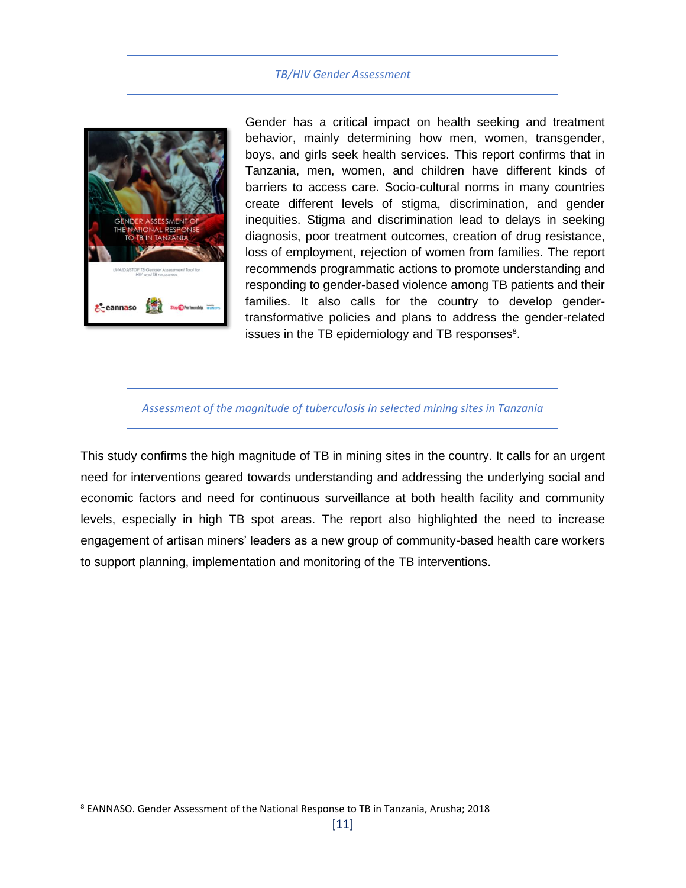### *TB/HIV Gender Assessment*

Gender has a critical impact on health seeking and treatment behavior, mainly determining how men, women, transgender, boys, and girls seek health services. This report confirms that in Tanzania, men, women, and children have different kinds of barriers to access care. Socio-cultural norms in many countries create different levels of stigma, discrimination, and gender inequities. Stigma and discrimination lead to delays in seeking diagnosis, poor treatment outcomes, creation of drug resistance, loss of employment, rejection of women from families. The report recommends programmatic actions to promote understanding and responding to gender-based violence among TB patients and their families. It also calls for the country to develop gender-transformative policies and plans to address the gender-related issues in the TB epidemiology and TB responses[8].

### *Assessment of the magnitude of tuberculosis in selected mining sites in Tanzania*

This study confirms the high magnitude of TB in mining sites in the country. It calls for an urgent need for interventions geared towards understanding and addressing the underlying social and economic factors and need for continuous surveillance at both health facility and community levels, especially in high TB spot areas. The report also highlighted the need to increase engagement of artisan miners' leaders as a new group of community-based health care workers to support planning, implementation and monitoring of the TB interventions.

[8] EANNASO. Gender Assessment of the National Response to TB in Tanzania, Arusha; 2018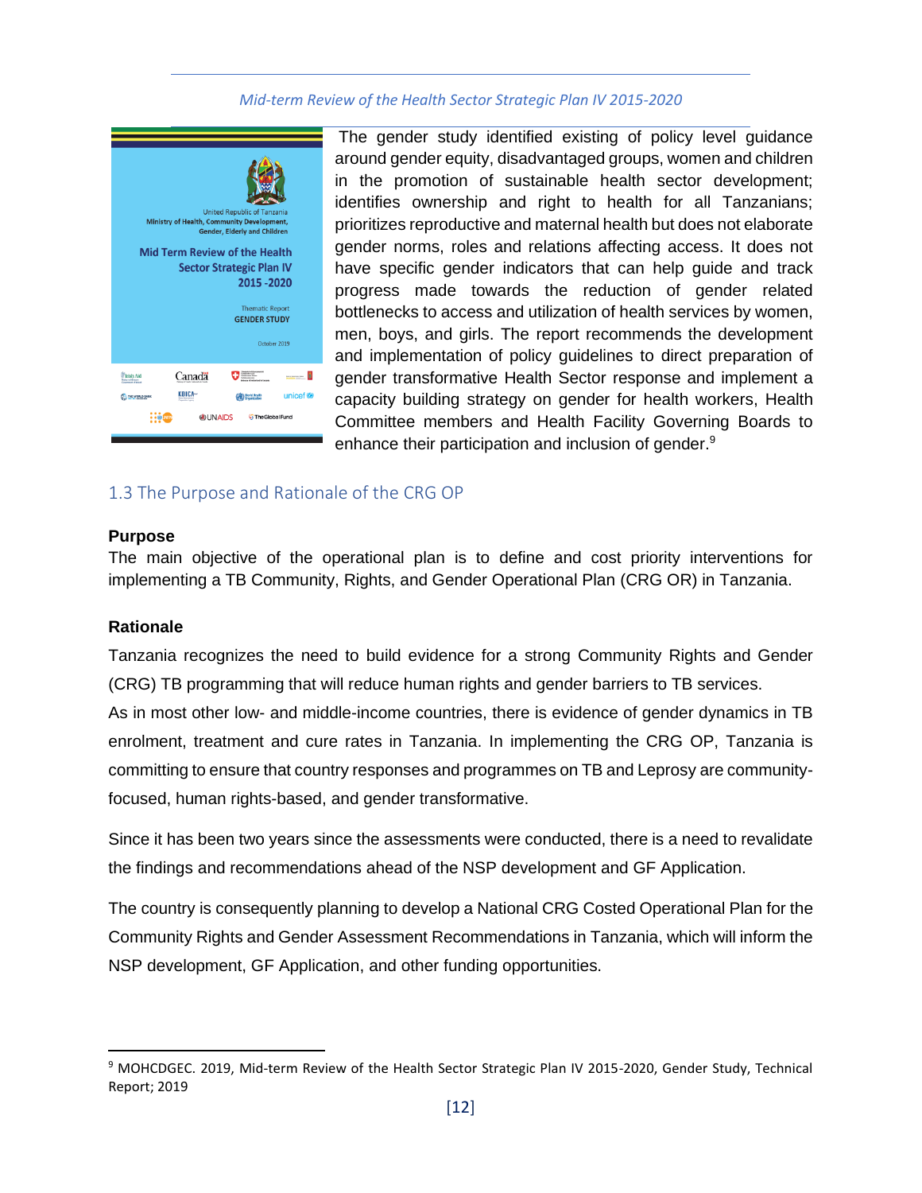The gender study identified existing of policy level guidance around gender equity, disadvantaged groups, women and children in the promotion of sustainable health sector development; identifies ownership and right to health for all Tanzanians; prioritizes reproductive and maternal health but does not elaborate gender norms, roles and relations affecting access. It does not have specific gender indicators that can help guide and track progress made towards the reduction of gender related bottlenecks to access and utilization of health services by women, men, boys, and girls. The report recommends the development and implementation of policy guidelines to direct preparation of gender transformative Health Sector response and implement a capacity building strategy on gender for health workers, Health Committee members and Health Facility Governing Boards to enhance their participation and inclusion of gender.[9]

## 1.3 The Purpose and Rationale of the CRG OP

**Purpose**

The main objective of the operational plan is to define and cost priority interventions for implementing a TB Community, Rights, and Gender Operational Plan (CRG OR) in Tanzania.

**Rationale**

Tanzania recognizes the need to build evidence for a strong Community Rights and Gender (CRG) TB programming that will reduce human rights and gender barriers to TB services.

As in most other low- and middle-income countries, there is evidence of gender dynamics in TB enrolment, treatment and cure rates in Tanzania. In implementing the CRG OP, Tanzania is committing to ensure that country responses and programmes on TB and Leprosy are community-focused, human rights-based, and gender transformative.

Since it has been two years since the assessments were conducted, there is a need to revalidate the findings and recommendations ahead of the NSP development and GF Application.

The country is consequently planning to develop a National CRG Costed Operational Plan for the Community Rights and Gender Assessment Recommendations in Tanzania, which will inform the NSP development, GF Application, and other funding opportunities.

---

[9] MOHCDGEC. 2019, Mid-term Review of the Health Sector Strategic Plan IV 2015-2020, Gender Study, Technical Report; 2019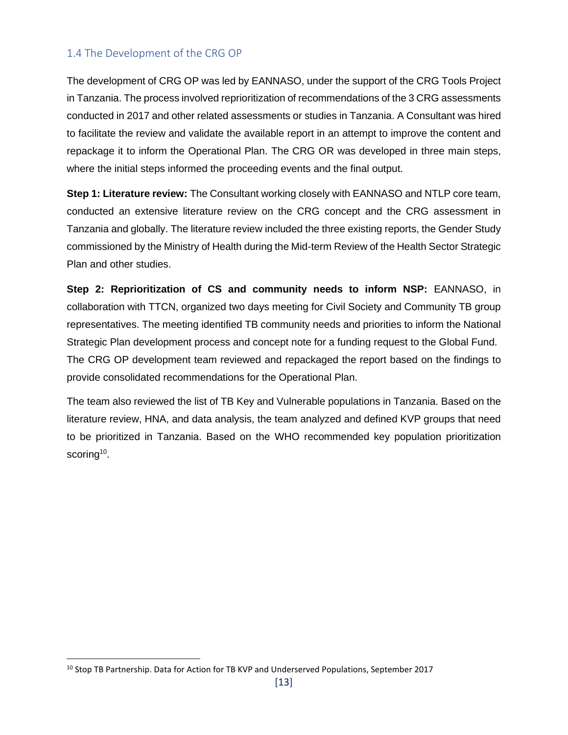### 1.4 The Development of the CRG OP

The development of CRG OP was led by EANNASO, under the support of the CRG Tools Project in Tanzania. The process involved reprioritization of recommendations of the 3 CRG assessments conducted in 2017 and other related assessments or studies in Tanzania. A Consultant was hired to facilitate the review and validate the available report in an attempt to improve the content and repackage it to inform the Operational Plan. The CRG OR was developed in three main steps, where the initial steps informed the proceeding events and the final output.

**Step 1: Literature review:** The Consultant working closely with EANNASO and NTLP core team, conducted an extensive literature review on the CRG concept and the CRG assessment in Tanzania and globally. The literature review included the three existing reports, the Gender Study commissioned by the Ministry of Health during the Mid-term Review of the Health Sector Strategic Plan and other studies.

**Step 2: Reprioritization of CS and community needs to inform NSP:** EANNASO, in collaboration with TTCN, organized two days meeting for Civil Society and Community TB group representatives. The meeting identified TB community needs and priorities to inform the National Strategic Plan development process and concept note for a funding request to the Global Fund. The CRG OP development team reviewed and repackaged the report based on the findings to provide consolidated recommendations for the Operational Plan.

The team also reviewed the list of TB Key and Vulnerable populations in Tanzania. Based on the literature review, HNA, and data analysis, the team analyzed and defined KVP groups that need to be prioritized in Tanzania. Based on the WHO recommended key population prioritization scoring[10].

[10] Stop TB Partnership. Data for Action for TB KVP and Underserved Populations, September 2017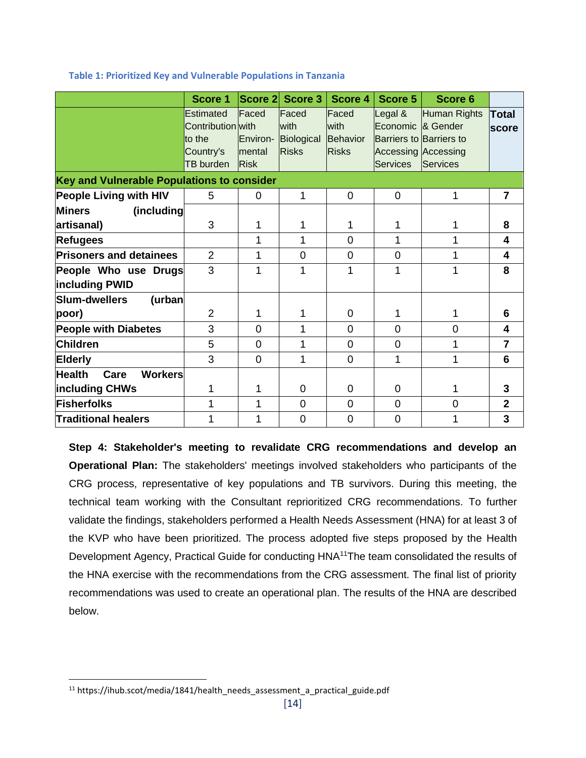**Table 1: Prioritized Key and Vulnerable Populations in Tanzania**

| | Score 1 | Score 2 | Score 3 | Score 4 | Score 5 | Score 6 | |
|---|---|---|---|---|---|---|---|
| | Estimated Contribution to the Country's TB burden | Faced with Environ-mental Risk | Faced with Biological Risks | Faced with Behavior Risks | Legal & Economic Barriers to Accessing Services | Human Rights & Gender Barriers to Accessing Services | Total score |
| **Key and Vulnerable Populations to consider** | | | | | | | |
| **People Living with HIV** | 5 | 0 | 1 | 0 | 0 | 1 | **7** |
| **Miners (including artisanal)** | 3 | 1 | 1 | 1 | 1 | 1 | **8** |
| **Refugees** | | 1 | 1 | 0 | 1 | 1 | **4** |
| **Prisoners and detainees** | 2 | 1 | 0 | 0 | 0 | 1 | **4** |
| **People Who use Drugs including PWID** | 3 | 1 | 1 | 1 | 1 | 1 | **8** |
| **Slum-dwellers (urban poor)** | 2 | 1 | 1 | 0 | 1 | 1 | **6** |
| **People with Diabetes** | 3 | 0 | 1 | 0 | 0 | 0 | **4** |
| **Children** | 5 | 0 | 1 | 0 | 0 | 1 | **7** |
| **Elderly** | 3 | 0 | 1 | 0 | 1 | 1 | **6** |
| **Health Care Workers including CHWs** | 1 | 1 | 0 | 0 | 0 | 1 | **3** |
| **Fisherfolks** | 1 | 1 | 0 | 0 | 0 | 0 | **2** |
| **Traditional healers** | 1 | 1 | 0 | 0 | 0 | 1 | **3** |

**Step 4: Stakeholder's meeting to revalidate CRG recommendations and develop an Operational Plan:** The stakeholders' meetings involved stakeholders who participants of the CRG process, representative of key populations and TB survivors. During this meeting, the technical team working with the Consultant reprioritized CRG recommendations. To further validate the findings, stakeholders performed a Health Needs Assessment (HNA) for at least 3 of the KVP who have been prioritized. The process adopted five steps proposed by the Health Development Agency, Practical Guide for conducting HNA[11]The team consolidated the results of the HNA exercise with the recommendations from the CRG assessment. The final list of priority recommendations was used to create an operational plan. The results of the HNA are described below.

[11] https://ihub.scot/media/1841/health_needs_assessment_a_practical_guide.pdf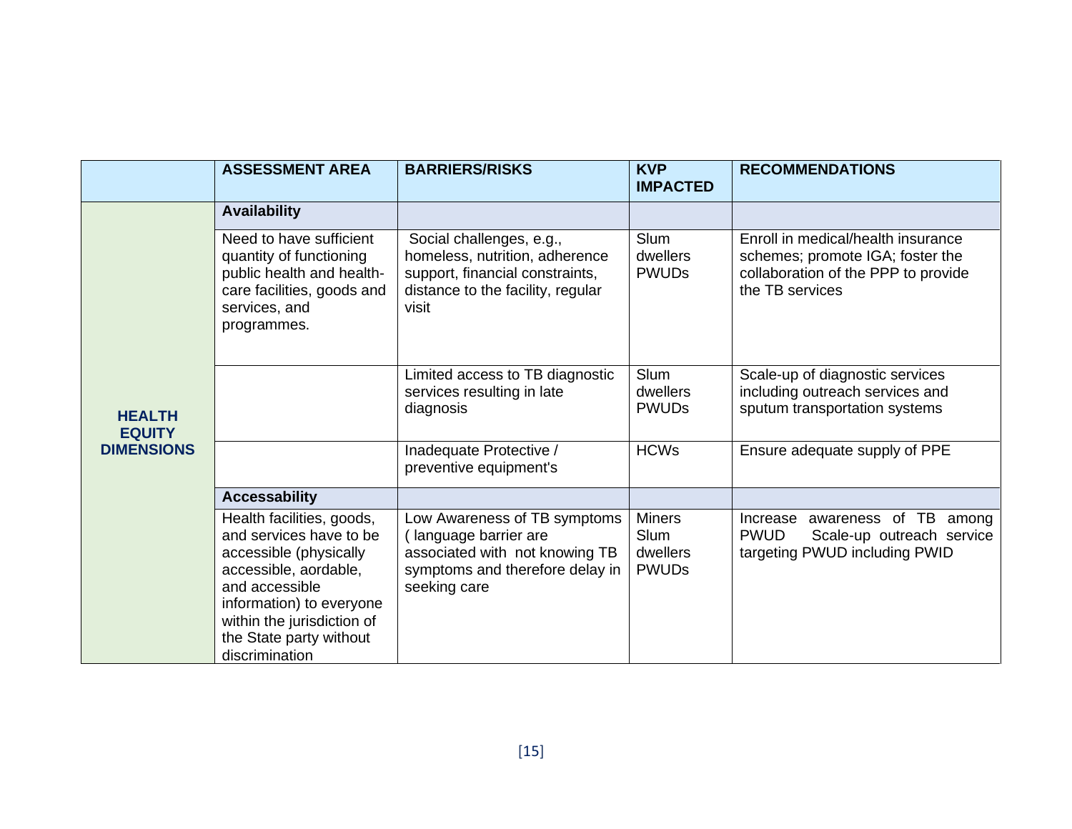| | ASSESSMENT AREA | BARRIERS/RISKS | KVP IMPACTED | RECOMMENDATIONS |
|---|---|---|---|---|
| **HEALTH EQUITY DIMENSIONS** | **Availability** | | | |
| | Need to have sufficient quantity of functioning public health and health-care facilities, goods and services, and programmes. | Social challenges, e.g., homeless, nutrition, adherence support, financial constraints, distance to the facility, regular visit | Slum dwellers PWUDs | Enroll in medical/health insurance schemes; promote IGA; foster the collaboration of the PPP to provide the TB services |
| | | Limited access to TB diagnostic services resulting in late diagnosis | Slum dwellers PWUDs | Scale-up of diagnostic services including outreach services and sputum transportation systems |
| | | Inadequate Protective / preventive equipment's | HCWs | Ensure adequate supply of PPE |
| | **Accessability** | | | |
| | Health facilities, goods, and services have to be accessible (physically accessible, aordable, and accessible information) to everyone within the jurisdiction of the State party without discrimination | Low Awareness of TB symptoms ( language barrier are associated with not knowing TB symptoms and therefore delay in seeking care | Miners Slum dwellers PWUDs | Increase awareness of TB among PWUD Scale-up outreach service targeting PWUD including PWID |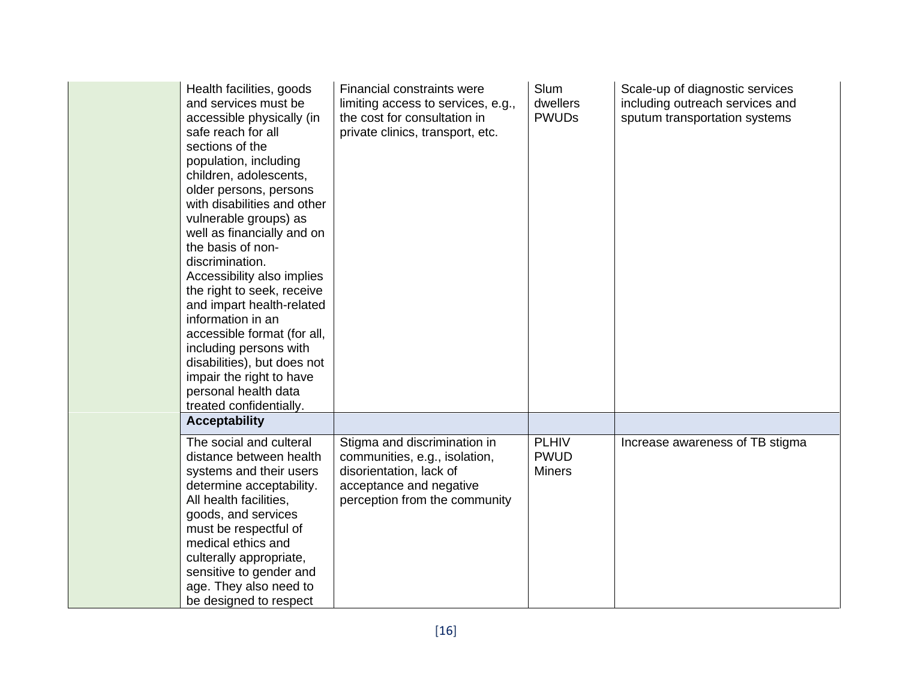|  | Health facilities, goods and services must be accessible physically (in safe reach for all sections of the population, including children, adolescents, older persons, persons with disabilities and other vulnerable groups) as well as financially and on the basis of non-discrimination. Accessibility also implies the right to seek, receive and impart health-related information in an accessible format (for all, including persons with disabilities), but does not impair the right to have personal health data treated confidentially. | Financial constraints were limiting access to services, e.g., the cost for consultation in private clinics, transport, etc. | Slum dwellers<br>PWUDs | Scale-up of diagnostic services including outreach services and sputum transportation systems |
|---|---|---|---|---|
|  | **Acceptability** |  |  |  |
|  | The social and culteral distance between health systems and their users determine acceptability. All health facilities, goods, and services must be respectful of medical ethics and culterally appropriate, sensitive to gender and age. They also need to be designed to respect | Stigma and discrimination in communities, e.g., isolation, disorientation, lack of acceptance and negative perception from the community | PLHIV<br>PWUD<br>Miners | Increase awareness of TB stigma |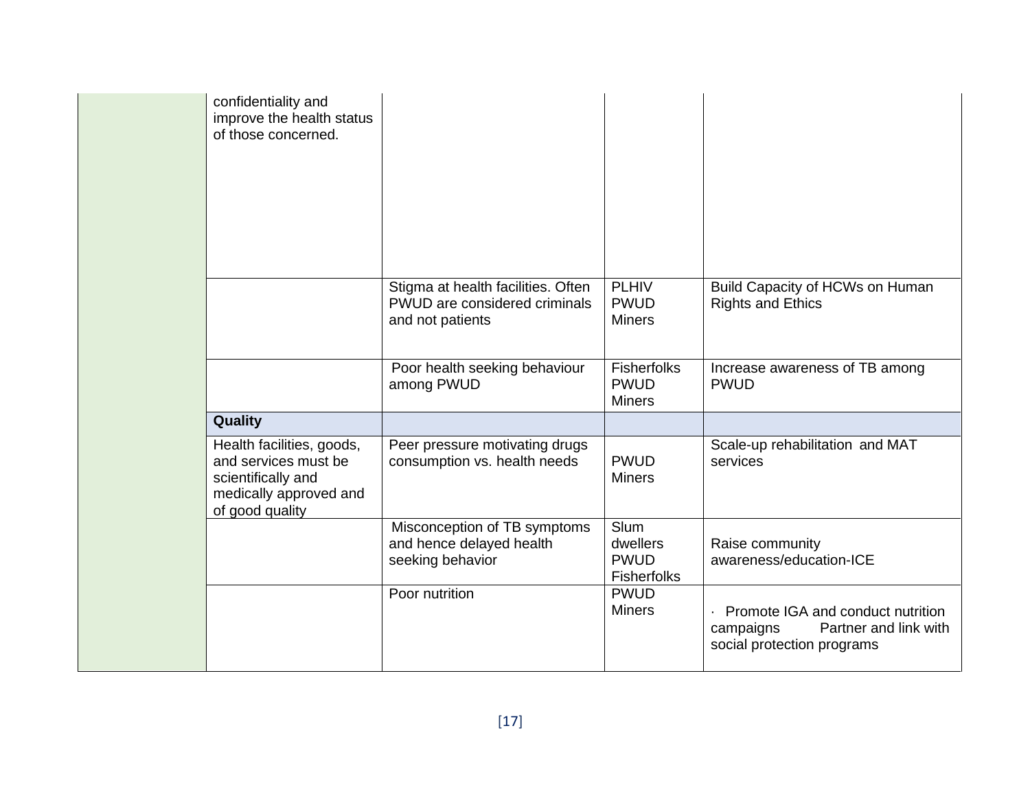| | | | | |
|---|---|---|---|---|
| | confidentiality and improve the health status of those concerned. | | | |
| | | Stigma at health facilities. Often PWUD are considered criminals and not patients | PLHIV<br>PWUD<br>Miners | Build Capacity of HCWs on Human Rights and Ethics |
| | | Poor health seeking behaviour among PWUD | Fisherfolks<br>PWUD<br>Miners | Increase awareness of TB among PWUD |
| | **Quality** | | | |
| | Health facilities, goods, and services must be scientifically and medically approved and of good quality | Peer pressure motivating drugs consumption vs. health needs | PWUD<br>Miners | Scale-up rehabilitation and MAT services |
| | | Misconception of TB symptoms and hence delayed health seeking behavior | Slum dwellers<br>PWUD<br>Fisherfolks | Raise community awareness/education-ICE |
| | | Poor nutrition | PWUD<br>Miners | · Promote IGA and conduct nutrition campaigns Partner and link with social protection programs |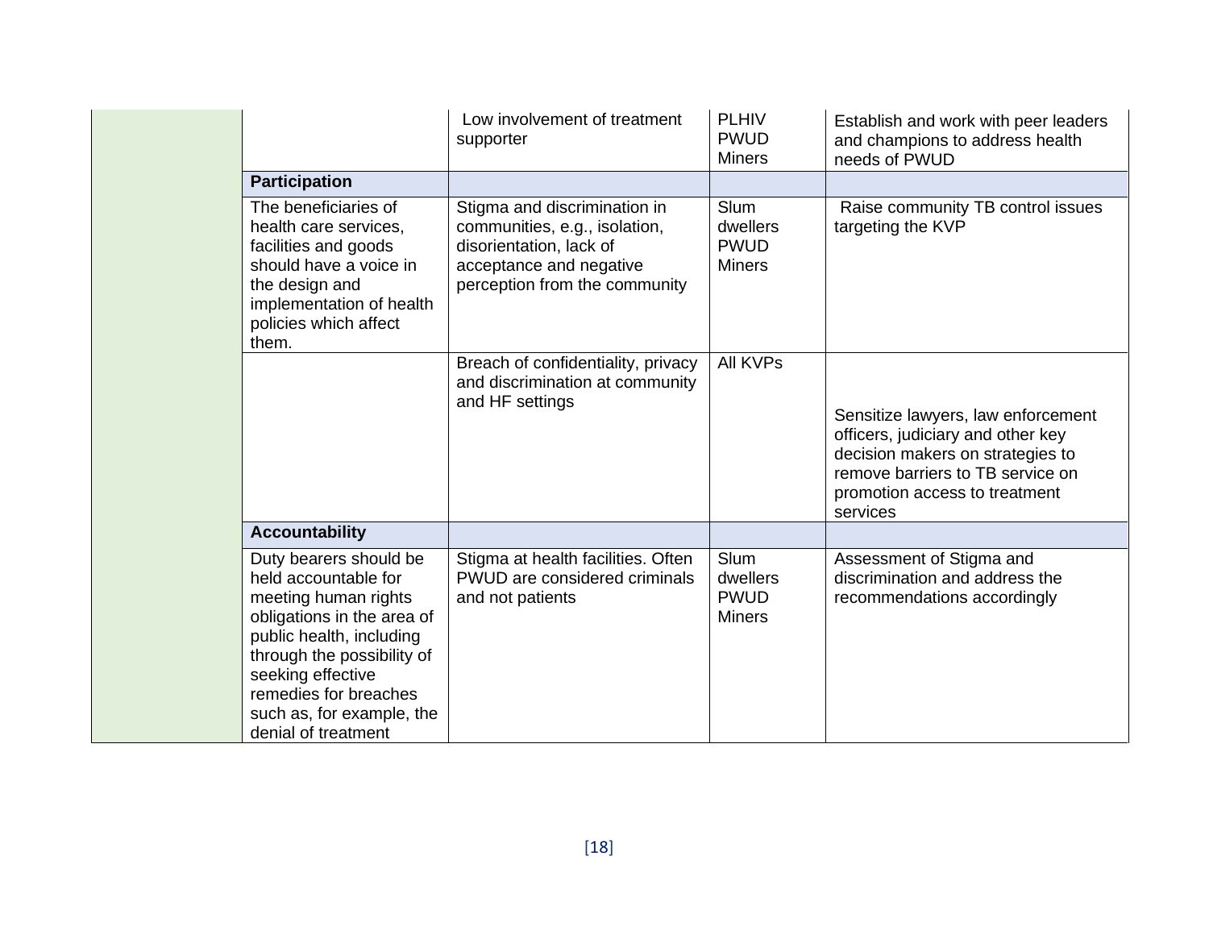| | | | | |
|---|---|---|---|---|
| | | Low involvement of treatment supporter | PLHIV<br>PWUD<br>Miners | Establish and work with peer leaders and champions to address health needs of PWUD |
| | **Participation** | | | |
| | The beneficiaries of health care services, facilities and goods should have a voice in the design and implementation of health policies which affect them. | Stigma and discrimination in communities, e.g., isolation, disorientation, lack of acceptance and negative perception from the community | Slum dwellers<br>PWUD<br>Miners | Raise community TB control issues targeting the KVP |
| | | Breach of confidentiality, privacy and discrimination at community and HF settings | All KVPs | Sensitize lawyers, law enforcement officers, judiciary and other key decision makers on strategies to remove barriers to TB service on promotion access to treatment services |
| | **Accountability** | | | |
| | Duty bearers should be held accountable for meeting human rights obligations in the area of public health, including through the possibility of seeking effective remedies for breaches such as, for example, the denial of treatment | Stigma at health facilities. Often PWUD are considered criminals and not patients | Slum dwellers<br>PWUD<br>Miners | Assessment of Stigma and discrimination and address the recommendations accordingly |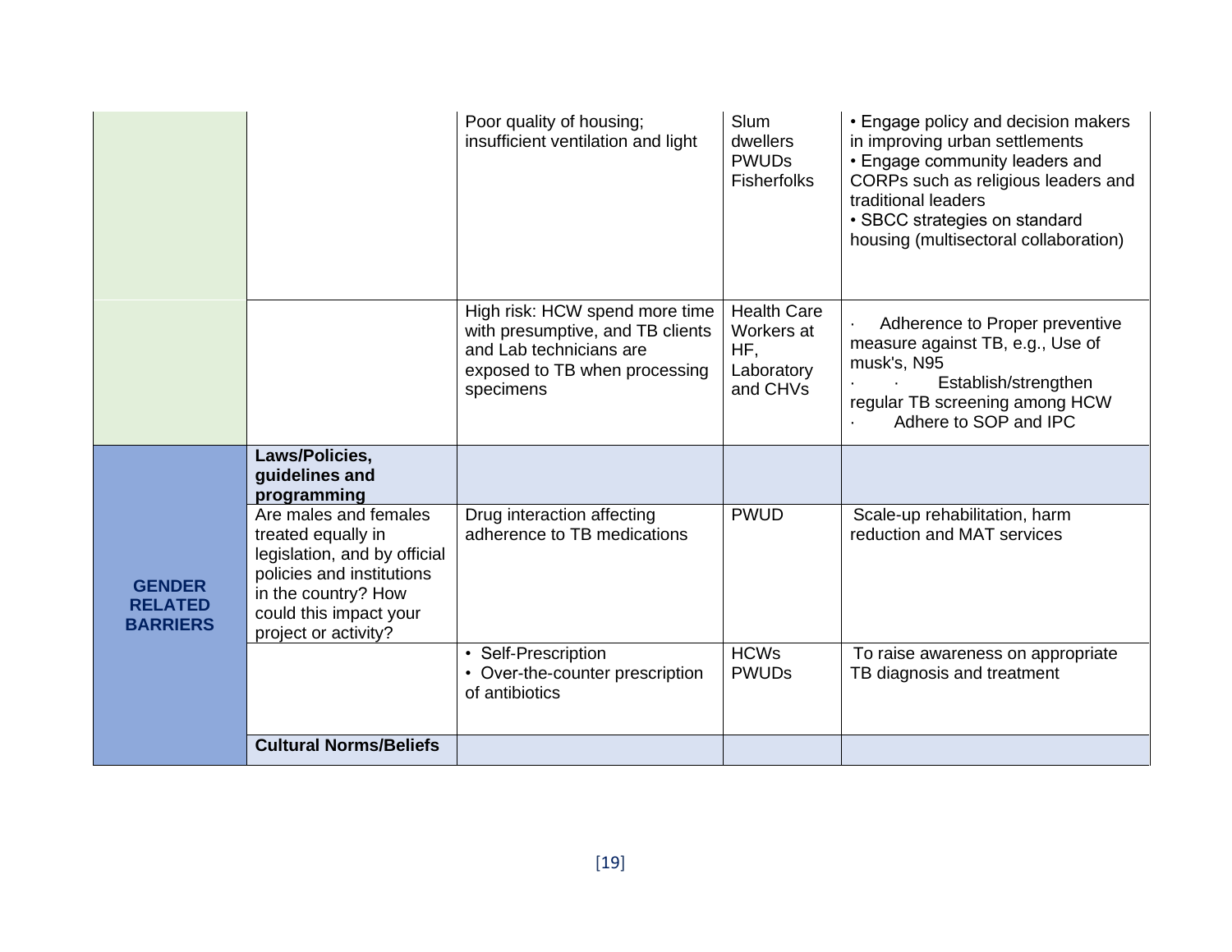| | | | | |
|---|---|---|---|---|
| | | Poor quality of housing; insufficient ventilation and light | Slum dwellers PWUDs Fisherfolks | • Engage policy and decision makers in improving urban settlements<br>• Engage community leaders and CORPs such as religious leaders and traditional leaders<br>• SBCC strategies on standard housing (multisectoral collaboration) |
| | | High risk: HCW spend more time with presumptive, and TB clients and Lab technicians are exposed to TB when processing specimens | Health Care Workers at HF, Laboratory and CHVs | · Adherence to Proper preventive measure against TB, e.g., Use of musk's, N95<br>· · Establish/strengthen regular TB screening among HCW<br>· Adhere to SOP and IPC |
| **GENDER RELATED BARRIERS** | **Laws/Policies, guidelines and programming** | | | |
| | Are males and females treated equally in legislation, and by official policies and institutions in the country? How could this impact your project or activity? | Drug interaction affecting adherence to TB medications | PWUD | Scale-up rehabilitation, harm reduction and MAT services |
| | | • Self-Prescription<br>• Over-the-counter prescription of antibiotics | HCWs PWUDs | To raise awareness on appropriate TB diagnosis and treatment |
| | **Cultural Norms/Beliefs** | | | |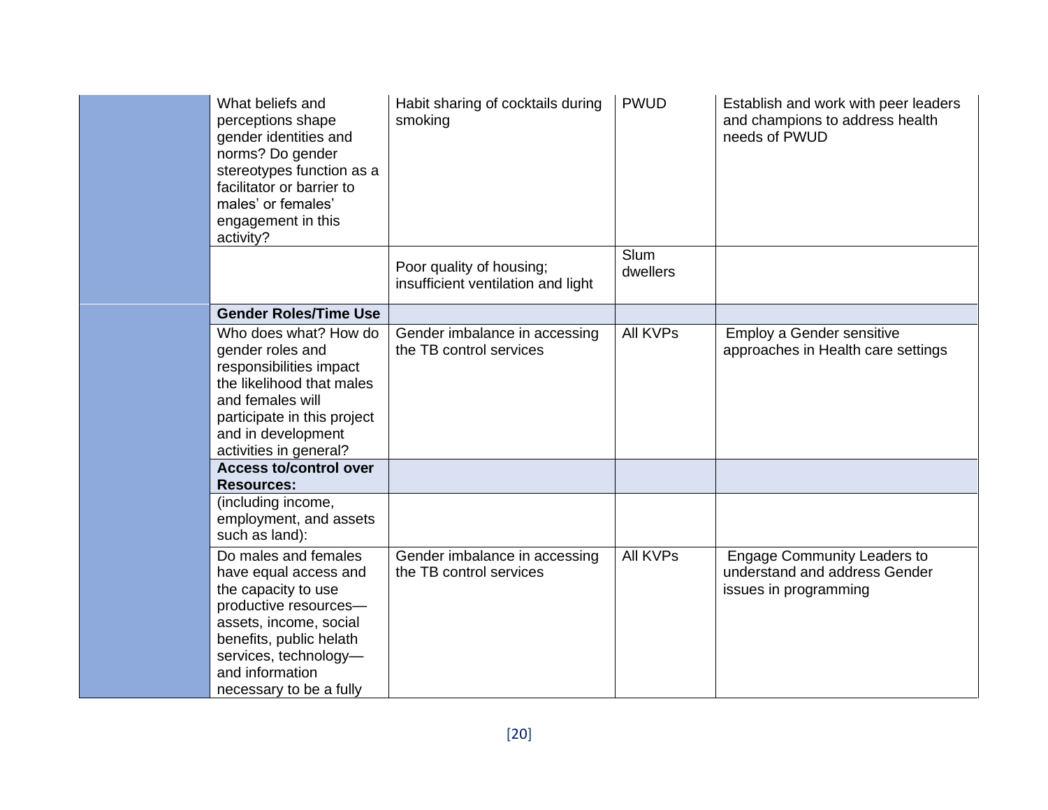| | | | | |
|---|---|---|---|---|
| | What beliefs and perceptions shape gender identities and norms? Do gender stereotypes function as a facilitator or barrier to males' or females' engagement in this activity? | Habit sharing of cocktails during smoking | PWUD | Establish and work with peer leaders and champions to address health needs of PWUD |
| | | Poor quality of housing; insufficient ventilation and light | Slum dwellers | |
| | **Gender Roles/Time Use** | | | |
| | Who does what? How do gender roles and responsibilities impact the likelihood that males and females will participate in this project and in development activities in general? | Gender imbalance in accessing the TB control services | All KVPs | Employ a Gender sensitive approaches in Health care settings |
| | **Access to/control over Resources:** | | | |
| | (including income, employment, and assets such as land): | | | |
| | Do males and females have equal access and the capacity to use productive resources—assets, income, social benefits, public helath services, technology—and information necessary to be a fully | Gender imbalance in accessing the TB control services | All KVPs | Engage Community Leaders to understand and address Gender issues in programming |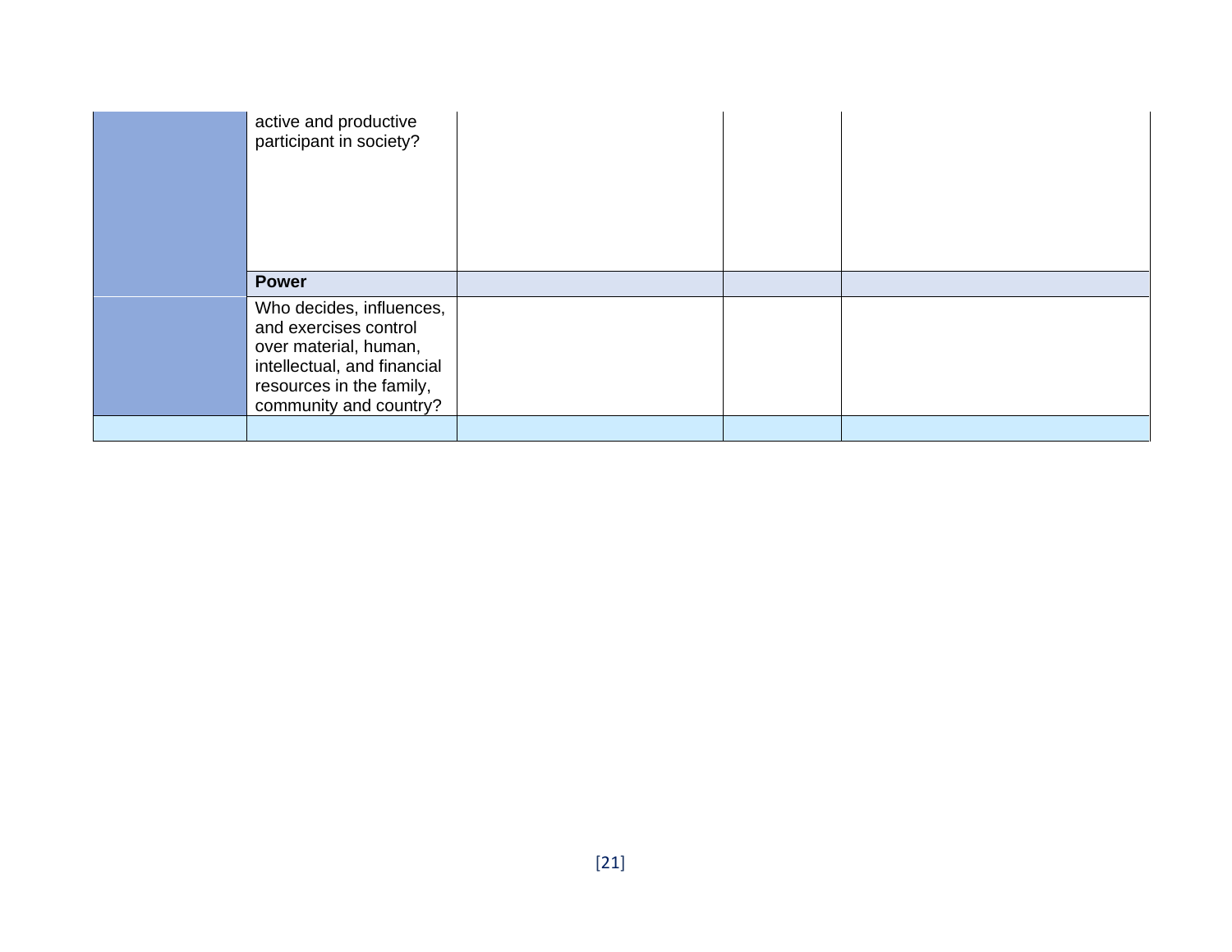| | | | | |
|---|---|---|---|---|
| | active and productive participant in society? | | | |
| | **Power** | | | |
| | Who decides, influences, and exercises control over material, human, intellectual, and financial resources in the family, community and country? | | | |
| | | | | |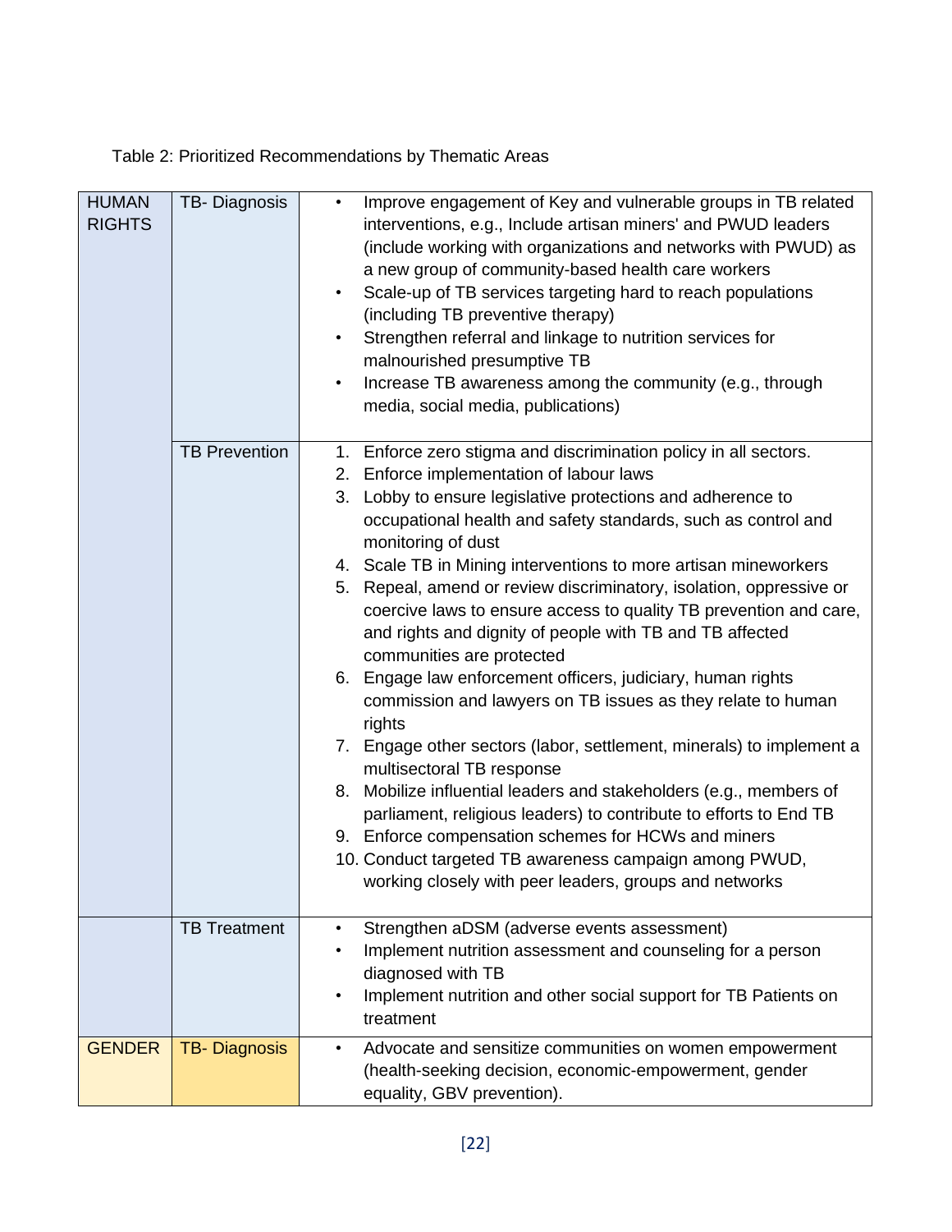Table 2: Prioritized Recommendations by Thematic Areas

| | | |
|---|---|---|
| HUMAN RIGHTS | TB- Diagnosis | • Improve engagement of Key and vulnerable groups in TB related interventions, e.g., Include artisan miners' and PWUD leaders (include working with organizations and networks with PWUD) as a new group of community-based health care workers<br>• Scale-up of TB services targeting hard to reach populations (including TB preventive therapy)<br>• Strengthen referral and linkage to nutrition services for malnourished presumptive TB<br>• Increase TB awareness among the community (e.g., through media, social media, publications) |
| | TB Prevention | 1. Enforce zero stigma and discrimination policy in all sectors.<br>2. Enforce implementation of labour laws<br>3. Lobby to ensure legislative protections and adherence to occupational health and safety standards, such as control and monitoring of dust<br>4. Scale TB in Mining interventions to more artisan mineworkers<br>5. Repeal, amend or review discriminatory, isolation, oppressive or coercive laws to ensure access to quality TB prevention and care, and rights and dignity of people with TB and TB affected communities are protected<br>6. Engage law enforcement officers, judiciary, human rights commission and lawyers on TB issues as they relate to human rights<br>7. Engage other sectors (labor, settlement, minerals) to implement a multisectoral TB response<br>8. Mobilize influential leaders and stakeholders (e.g., members of parliament, religious leaders) to contribute to efforts to End TB<br>9. Enforce compensation schemes for HCWs and miners<br>10. Conduct targeted TB awareness campaign among PWUD, working closely with peer leaders, groups and networks |
| | TB Treatment | • Strengthen aDSM (adverse events assessment)<br>• Implement nutrition assessment and counseling for a person diagnosed with TB<br>• Implement nutrition and other social support for TB Patients on treatment |
| GENDER | TB- Diagnosis | • Advocate and sensitize communities on women empowerment (health-seeking decision, economic-empowerment, gender equality, GBV prevention). |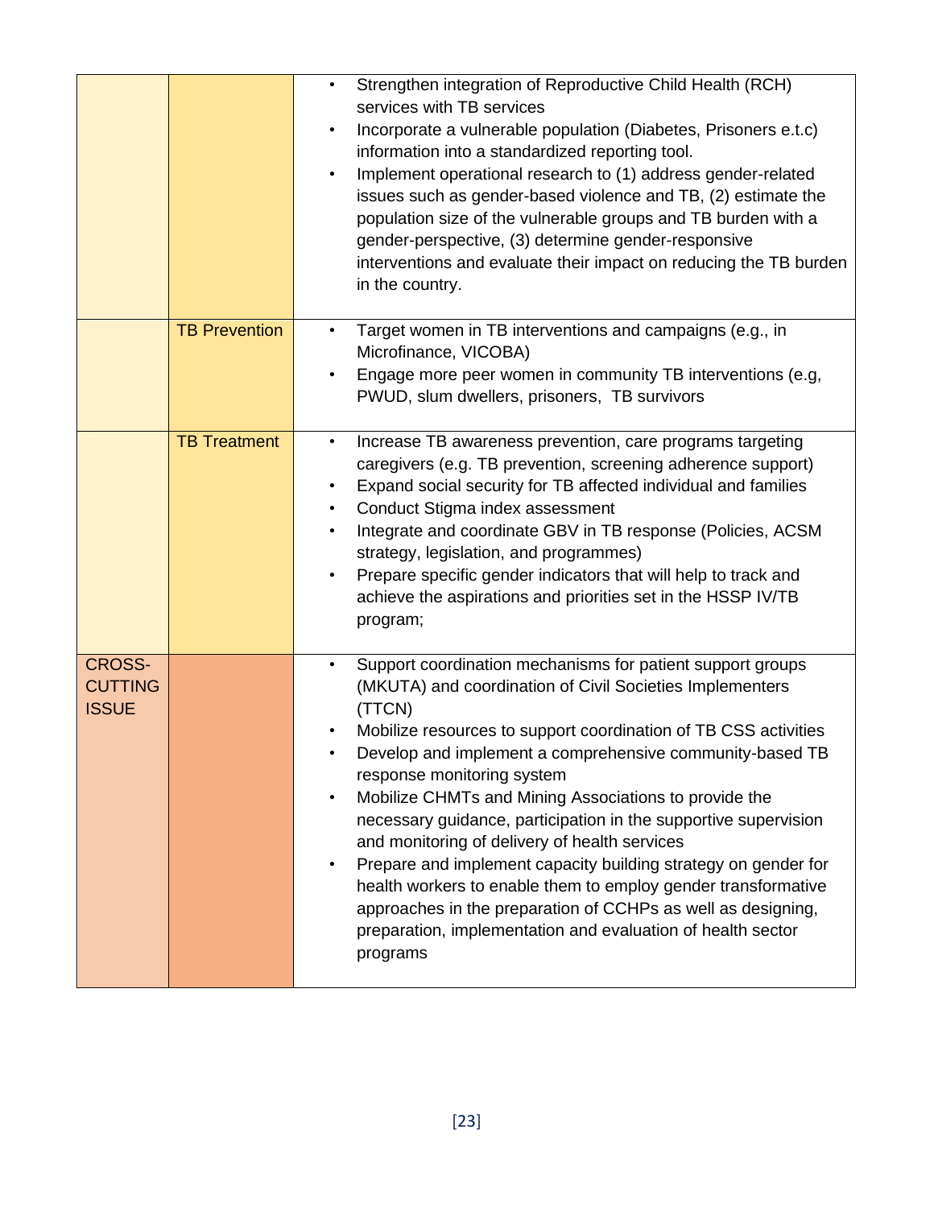| | | |
|---|---|---|
| | | • Strengthen integration of Reproductive Child Health (RCH) services with TB services<br>• Incorporate a vulnerable population (Diabetes, Prisoners e.t.c) information into a standardized reporting tool.<br>• Implement operational research to (1) address gender-related issues such as gender-based violence and TB, (2) estimate the population size of the vulnerable groups and TB burden with a gender-perspective, (3) determine gender-responsive interventions and evaluate their impact on reducing the TB burden in the country. |
| | TB Prevention | • Target women in TB interventions and campaigns (e.g., in Microfinance, VICOBA)<br>• Engage more peer women in community TB interventions (e.g, PWUD, slum dwellers, prisoners, TB survivors |
| | TB Treatment | • Increase TB awareness prevention, care programs targeting caregivers (e.g. TB prevention, screening adherence support)<br>• Expand social security for TB affected individual and families<br>• Conduct Stigma index assessment<br>• Integrate and coordinate GBV in TB response (Policies, ACSM strategy, legislation, and programmes)<br>• Prepare specific gender indicators that will help to track and achieve the aspirations and priorities set in the HSSP IV/TB program; |
| CROSS-CUTTING ISSUE | | • Support coordination mechanisms for patient support groups (MKUTA) and coordination of Civil Societies Implementers (TTCN)<br>• Mobilize resources to support coordination of TB CSS activities<br>• Develop and implement a comprehensive community-based TB response monitoring system<br>• Mobilize CHMTs and Mining Associations to provide the necessary guidance, participation in the supportive supervision and monitoring of delivery of health services<br>• Prepare and implement capacity building strategy on gender for health workers to enable them to employ gender transformative approaches in the preparation of CCHPs as well as designing, preparation, implementation and evaluation of health sector programs |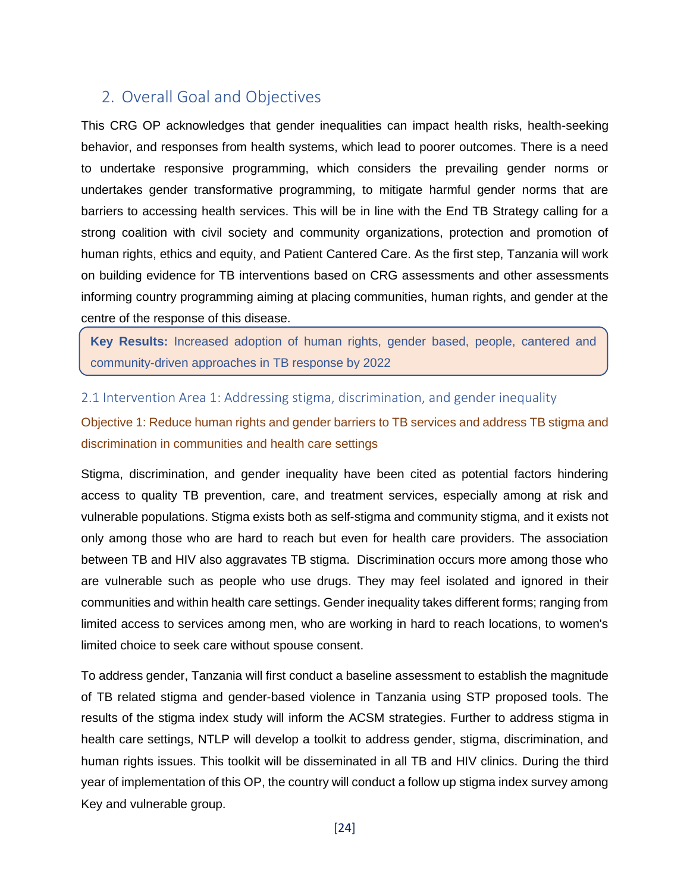## 2. Overall Goal and Objectives

This CRG OP acknowledges that gender inequalities can impact health risks, health-seeking behavior, and responses from health systems, which lead to poorer outcomes. There is a need to undertake responsive programming, which considers the prevailing gender norms or undertakes gender transformative programming, to mitigate harmful gender norms that are barriers to accessing health services. This will be in line with the End TB Strategy calling for a strong coalition with civil society and community organizations, protection and promotion of human rights, ethics and equity, and Patient Cantered Care. As the first step, Tanzania will work on building evidence for TB interventions based on CRG assessments and other assessments informing country programming aiming at placing communities, human rights, and gender at the centre of the response of this disease.

> **Key Results:** Increased adoption of human rights, gender based, people, cantered and community-driven approaches in TB response by 2022

### 2.1 Intervention Area 1: Addressing stigma, discrimination, and gender inequality

#### Objective 1: Reduce human rights and gender barriers to TB services and address TB stigma and discrimination in communities and health care settings

Stigma, discrimination, and gender inequality have been cited as potential factors hindering access to quality TB prevention, care, and treatment services, especially among at risk and vulnerable populations. Stigma exists both as self-stigma and community stigma, and it exists not only among those who are hard to reach but even for health care providers. The association between TB and HIV also aggravates TB stigma. Discrimination occurs more among those who are vulnerable such as people who use drugs. They may feel isolated and ignored in their communities and within health care settings. Gender inequality takes different forms; ranging from limited access to services among men, who are working in hard to reach locations, to women's limited choice to seek care without spouse consent.

To address gender, Tanzania will first conduct a baseline assessment to establish the magnitude of TB related stigma and gender-based violence in Tanzania using STP proposed tools. The results of the stigma index study will inform the ACSM strategies. Further to address stigma in health care settings, NTLP will develop a toolkit to address gender, stigma, discrimination, and human rights issues. This toolkit will be disseminated in all TB and HIV clinics. During the third year of implementation of this OP, the country will conduct a follow up stigma index survey among Key and vulnerable group.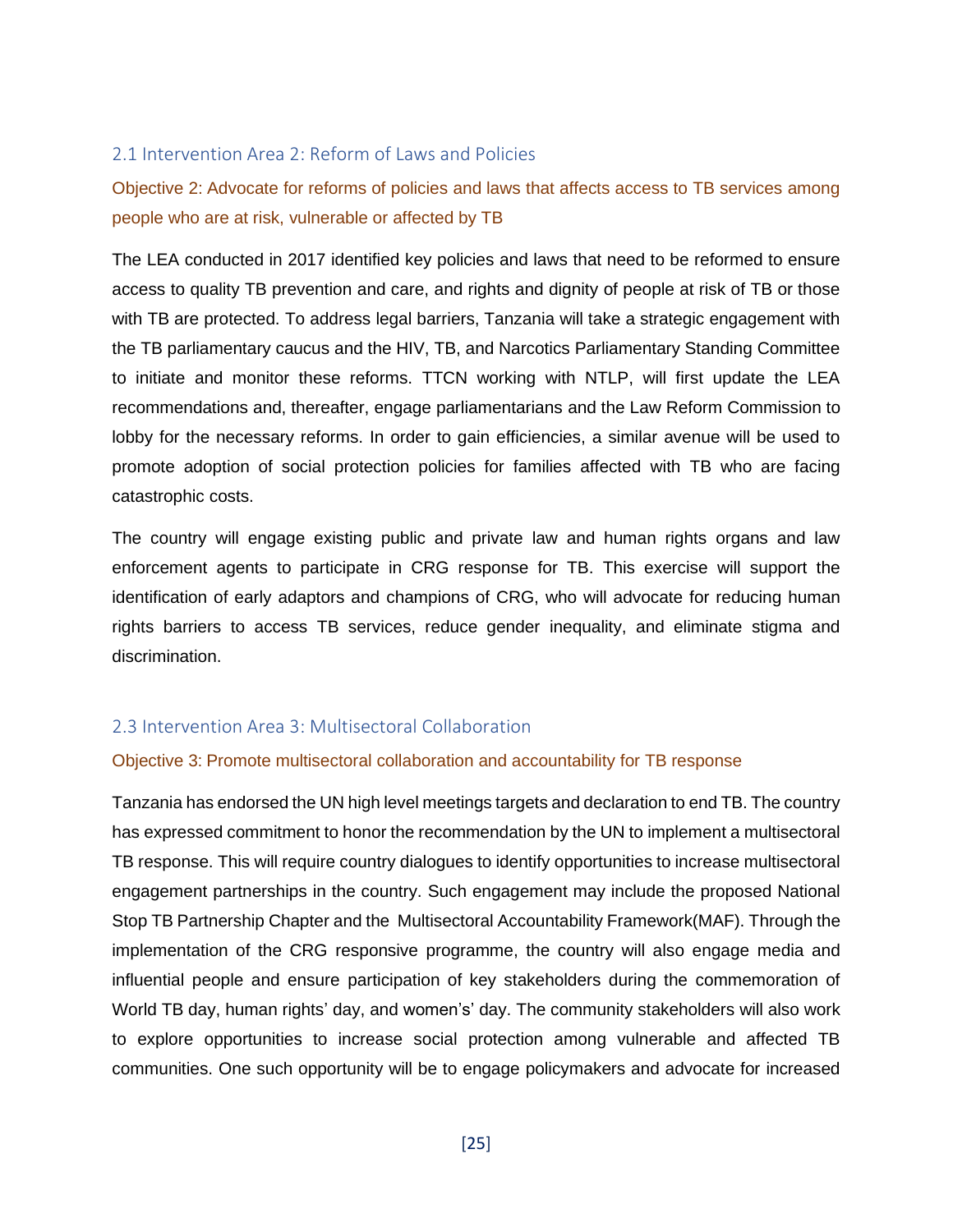## 2.1 Intervention Area 2: Reform of Laws and Policies

### Objective 2: Advocate for reforms of policies and laws that affects access to TB services among people who are at risk, vulnerable or affected by TB

The LEA conducted in 2017 identified key policies and laws that need to be reformed to ensure access to quality TB prevention and care, and rights and dignity of people at risk of TB or those with TB are protected. To address legal barriers, Tanzania will take a strategic engagement with the TB parliamentary caucus and the HIV, TB, and Narcotics Parliamentary Standing Committee to initiate and monitor these reforms. TTCN working with NTLP, will first update the LEA recommendations and, thereafter, engage parliamentarians and the Law Reform Commission to lobby for the necessary reforms. In order to gain efficiencies, a similar avenue will be used to promote adoption of social protection policies for families affected with TB who are facing catastrophic costs.

The country will engage existing public and private law and human rights organs and law enforcement agents to participate in CRG response for TB. This exercise will support the identification of early adaptors and champions of CRG, who will advocate for reducing human rights barriers to access TB services, reduce gender inequality, and eliminate stigma and discrimination.

## 2.3 Intervention Area 3: Multisectoral Collaboration

### Objective 3: Promote multisectoral collaboration and accountability for TB response

Tanzania has endorsed the UN high level meetings targets and declaration to end TB. The country has expressed commitment to honor the recommendation by the UN to implement a multisectoral TB response. This will require country dialogues to identify opportunities to increase multisectoral engagement partnerships in the country. Such engagement may include the proposed National Stop TB Partnership Chapter and the Multisectoral Accountability Framework(MAF). Through the implementation of the CRG responsive programme, the country will also engage media and influential people and ensure participation of key stakeholders during the commemoration of World TB day, human rights' day, and women's' day. The community stakeholders will also work to explore opportunities to increase social protection among vulnerable and affected TB communities. One such opportunity will be to engage policymakers and advocate for increased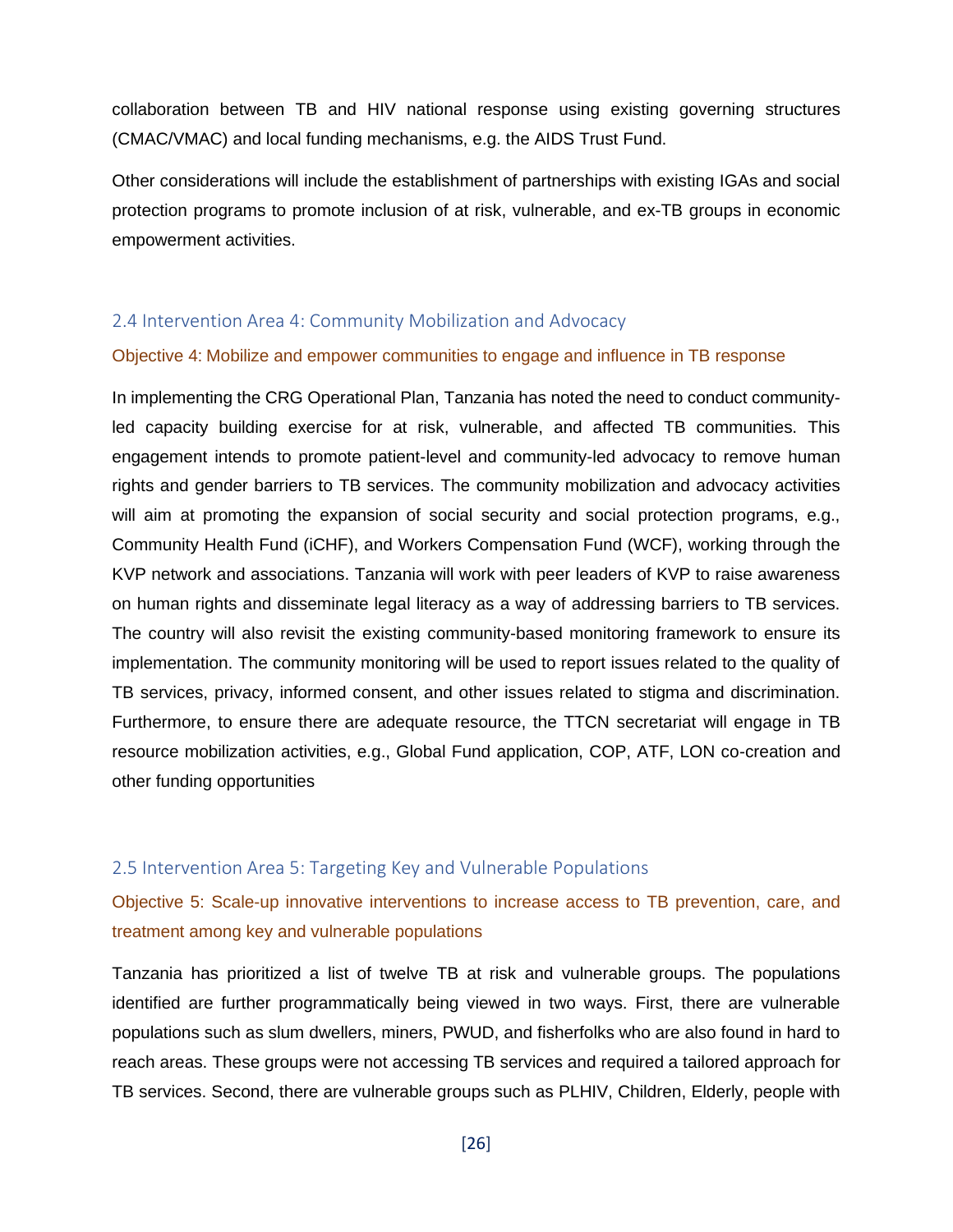collaboration between TB and HIV national response using existing governing structures (CMAC/VMAC) and local funding mechanisms, e.g. the AIDS Trust Fund.

Other considerations will include the establishment of partnerships with existing IGAs and social protection programs to promote inclusion of at risk, vulnerable, and ex-TB groups in economic empowerment activities.

## 2.4 Intervention Area 4: Community Mobilization and Advocacy

### Objective 4: Mobilize and empower communities to engage and influence in TB response

In implementing the CRG Operational Plan, Tanzania has noted the need to conduct community-led capacity building exercise for at risk, vulnerable, and affected TB communities. This engagement intends to promote patient-level and community-led advocacy to remove human rights and gender barriers to TB services. The community mobilization and advocacy activities will aim at promoting the expansion of social security and social protection programs, e.g., Community Health Fund (iCHF), and Workers Compensation Fund (WCF), working through the KVP network and associations. Tanzania will work with peer leaders of KVP to raise awareness on human rights and disseminate legal literacy as a way of addressing barriers to TB services. The country will also revisit the existing community-based monitoring framework to ensure its implementation. The community monitoring will be used to report issues related to the quality of TB services, privacy, informed consent, and other issues related to stigma and discrimination. Furthermore, to ensure there are adequate resource, the TTCN secretariat will engage in TB resource mobilization activities, e.g., Global Fund application, COP, ATF, LON co-creation and other funding opportunities

## 2.5 Intervention Area 5: Targeting Key and Vulnerable Populations

### Objective 5: Scale-up innovative interventions to increase access to TB prevention, care, and treatment among key and vulnerable populations

Tanzania has prioritized a list of twelve TB at risk and vulnerable groups. The populations identified are further programmatically being viewed in two ways. First, there are vulnerable populations such as slum dwellers, miners, PWUD, and fisherfolks who are also found in hard to reach areas. These groups were not accessing TB services and required a tailored approach for TB services. Second, there are vulnerable groups such as PLHIV, Children, Elderly, people with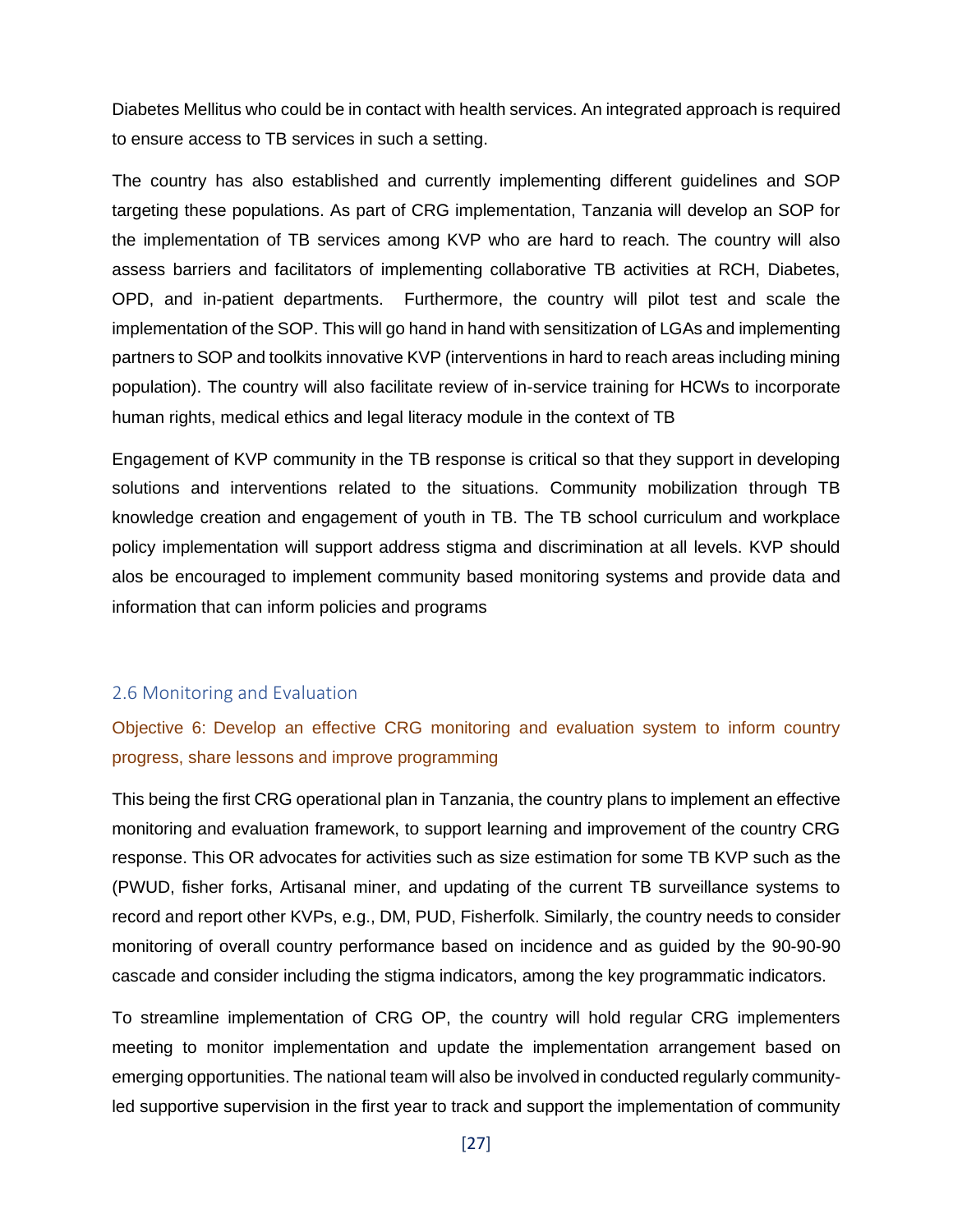Diabetes Mellitus who could be in contact with health services. An integrated approach is required to ensure access to TB services in such a setting.

The country has also established and currently implementing different guidelines and SOP targeting these populations. As part of CRG implementation, Tanzania will develop an SOP for the implementation of TB services among KVP who are hard to reach. The country will also assess barriers and facilitators of implementing collaborative TB activities at RCH, Diabetes, OPD, and in-patient departments. Furthermore, the country will pilot test and scale the implementation of the SOP. This will go hand in hand with sensitization of LGAs and implementing partners to SOP and toolkits innovative KVP (interventions in hard to reach areas including mining population). The country will also facilitate review of in-service training for HCWs to incorporate human rights, medical ethics and legal literacy module in the context of TB

Engagement of KVP community in the TB response is critical so that they support in developing solutions and interventions related to the situations. Community mobilization through TB knowledge creation and engagement of youth in TB. The TB school curriculum and workplace policy implementation will support address stigma and discrimination at all levels. KVP should alos be encouraged to implement community based monitoring systems and provide data and information that can inform policies and programs

## 2.6 Monitoring and Evaluation

### Objective 6: Develop an effective CRG monitoring and evaluation system to inform country progress, share lessons and improve programming

This being the first CRG operational plan in Tanzania, the country plans to implement an effective monitoring and evaluation framework, to support learning and improvement of the country CRG response. This OR advocates for activities such as size estimation for some TB KVP such as the (PWUD, fisher forks, Artisanal miner, and updating of the current TB surveillance systems to record and report other KVPs, e.g., DM, PUD, Fisherfolk. Similarly, the country needs to consider monitoring of overall country performance based on incidence and as guided by the 90-90-90 cascade and consider including the stigma indicators, among the key programmatic indicators.

To streamline implementation of CRG OP, the country will hold regular CRG implementers meeting to monitor implementation and update the implementation arrangement based on emerging opportunities. The national team will also be involved in conducted regularly community-led supportive supervision in the first year to track and support the implementation of community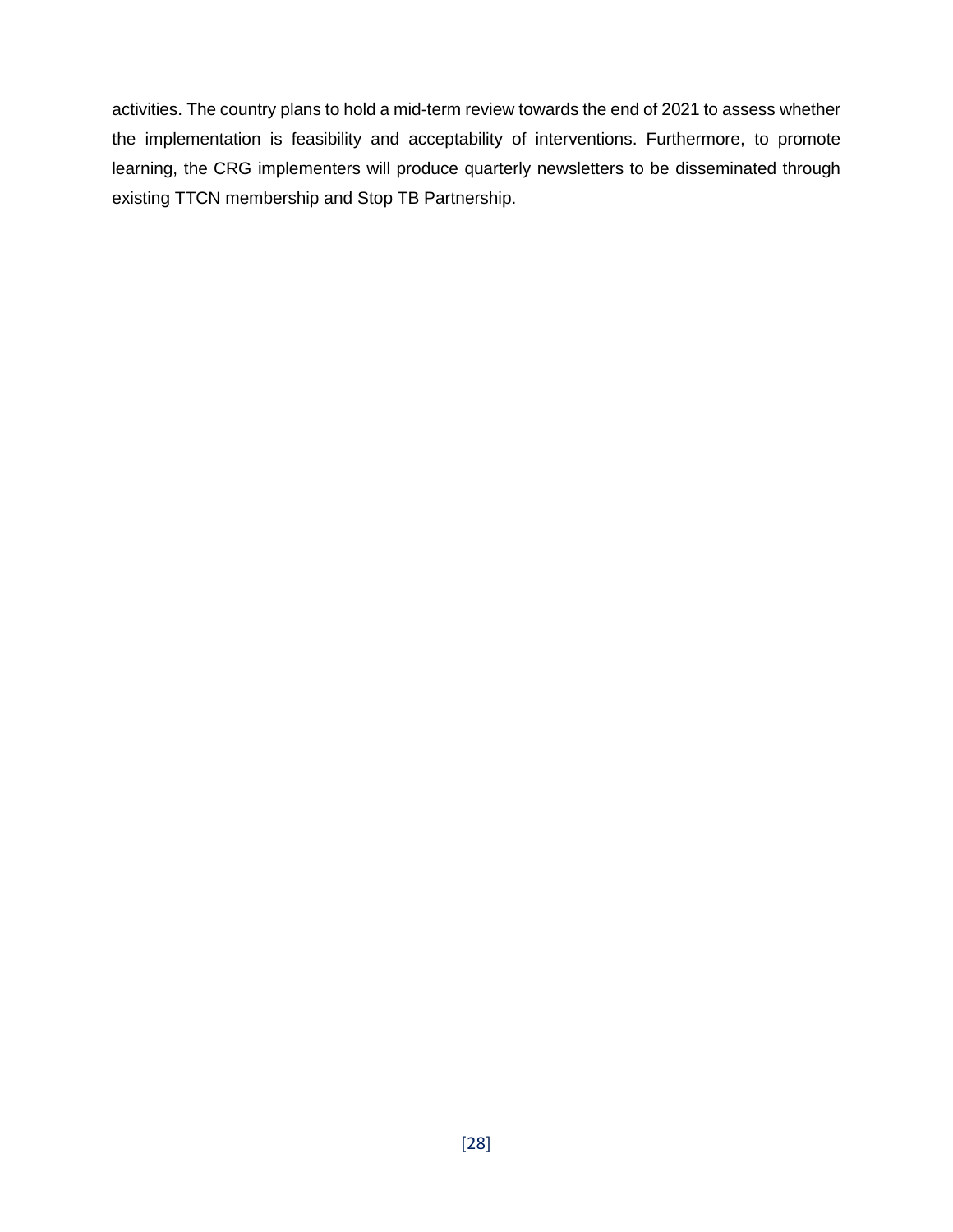activities. The country plans to hold a mid-term review towards the end of 2021 to assess whether the implementation is feasibility and acceptability of interventions. Furthermore, to promote learning, the CRG implementers will produce quarterly newsletters to be disseminated through existing TTCN membership and Stop TB Partnership.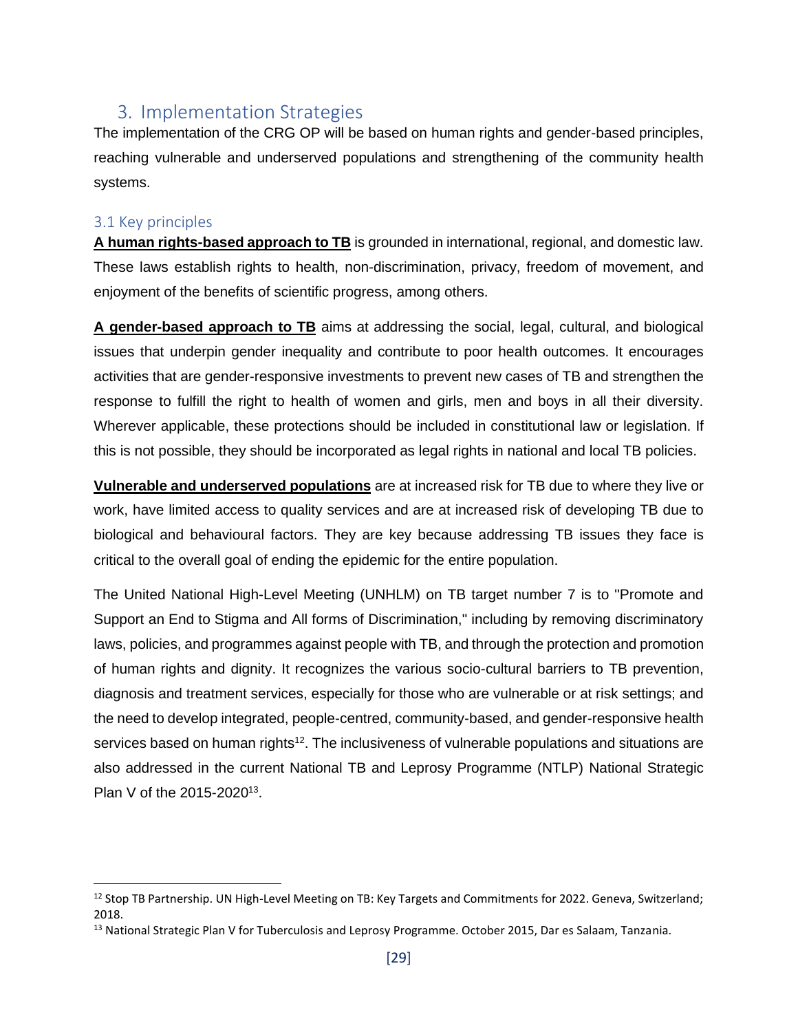## 3. Implementation Strategies

The implementation of the CRG OP will be based on human rights and gender-based principles, reaching vulnerable and underserved populations and strengthening of the community health systems.

### 3.1 Key principles

**A human rights-based approach to TB** is grounded in international, regional, and domestic law. These laws establish rights to health, non-discrimination, privacy, freedom of movement, and enjoyment of the benefits of scientific progress, among others.

**A gender-based approach to TB** aims at addressing the social, legal, cultural, and biological issues that underpin gender inequality and contribute to poor health outcomes. It encourages activities that are gender-responsive investments to prevent new cases of TB and strengthen the response to fulfill the right to health of women and girls, men and boys in all their diversity. Wherever applicable, these protections should be included in constitutional law or legislation. If this is not possible, they should be incorporated as legal rights in national and local TB policies.

**Vulnerable and underserved populations** are at increased risk for TB due to where they live or work, have limited access to quality services and are at increased risk of developing TB due to biological and behavioural factors. They are key because addressing TB issues they face is critical to the overall goal of ending the epidemic for the entire population.

The United National High-Level Meeting (UNHLM) on TB target number 7 is to "Promote and Support an End to Stigma and All forms of Discrimination," including by removing discriminatory laws, policies, and programmes against people with TB, and through the protection and promotion of human rights and dignity. It recognizes the various socio-cultural barriers to TB prevention, diagnosis and treatment services, especially for those who are vulnerable or at risk settings; and the need to develop integrated, people-centred, community-based, and gender-responsive health services based on human rights[12]. The inclusiveness of vulnerable populations and situations are also addressed in the current National TB and Leprosy Programme (NTLP) National Strategic Plan V of the 2015-2020[13].

---

[12] Stop TB Partnership. UN High-Level Meeting on TB: Key Targets and Commitments for 2022. Geneva, Switzerland; 2018.

[13] National Strategic Plan V for Tuberculosis and Leprosy Programme. October 2015, Dar es Salaam, Tanzania.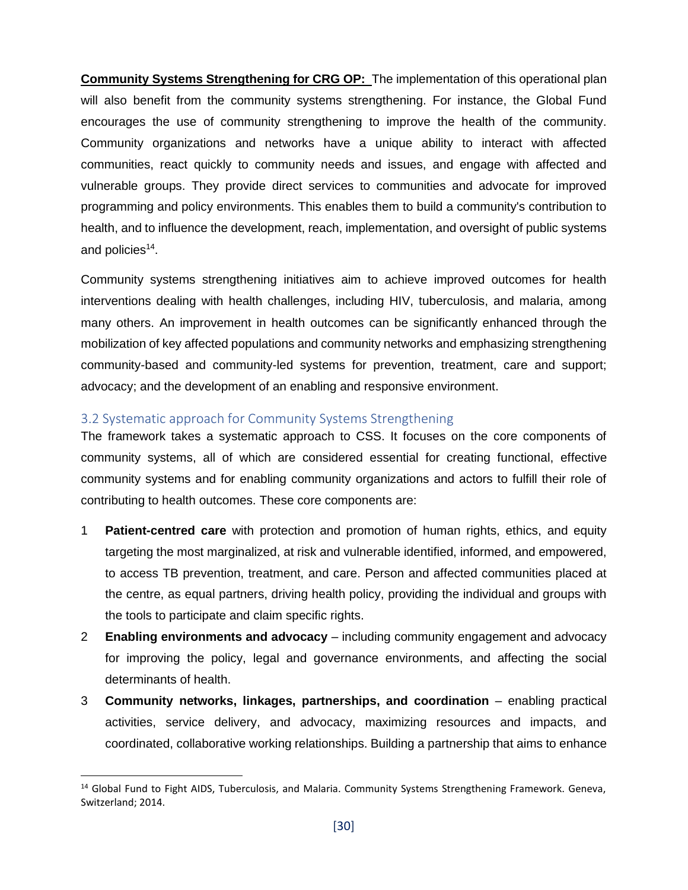**Community Systems Strengthening for CRG OP:** The implementation of this operational plan will also benefit from the community systems strengthening. For instance, the Global Fund encourages the use of community strengthening to improve the health of the community. Community organizations and networks have a unique ability to interact with affected communities, react quickly to community needs and issues, and engage with affected and vulnerable groups. They provide direct services to communities and advocate for improved programming and policy environments. This enables them to build a community's contribution to health, and to influence the development, reach, implementation, and oversight of public systems and policies[14].

Community systems strengthening initiatives aim to achieve improved outcomes for health interventions dealing with health challenges, including HIV, tuberculosis, and malaria, among many others. An improvement in health outcomes can be significantly enhanced through the mobilization of key affected populations and community networks and emphasizing strengthening community-based and community-led systems for prevention, treatment, care and support; advocacy; and the development of an enabling and responsive environment.

## 3.2 Systematic approach for Community Systems Strengthening

The framework takes a systematic approach to CSS. It focuses on the core components of community systems, all of which are considered essential for creating functional, effective community systems and for enabling community organizations and actors to fulfill their role of contributing to health outcomes. These core components are:

1. **Patient-centred care** with protection and promotion of human rights, ethics, and equity targeting the most marginalized, at risk and vulnerable identified, informed, and empowered, to access TB prevention, treatment, and care. Person and affected communities placed at the centre, as equal partners, driving health policy, providing the individual and groups with the tools to participate and claim specific rights.
2. **Enabling environments and advocacy** – including community engagement and advocacy for improving the policy, legal and governance environments, and affecting the social determinants of health.
3. **Community networks, linkages, partnerships, and coordination** – enabling practical activities, service delivery, and advocacy, maximizing resources and impacts, and coordinated, collaborative working relationships. Building a partnership that aims to enhance

[14] Global Fund to Fight AIDS, Tuberculosis, and Malaria. Community Systems Strengthening Framework. Geneva, Switzerland; 2014.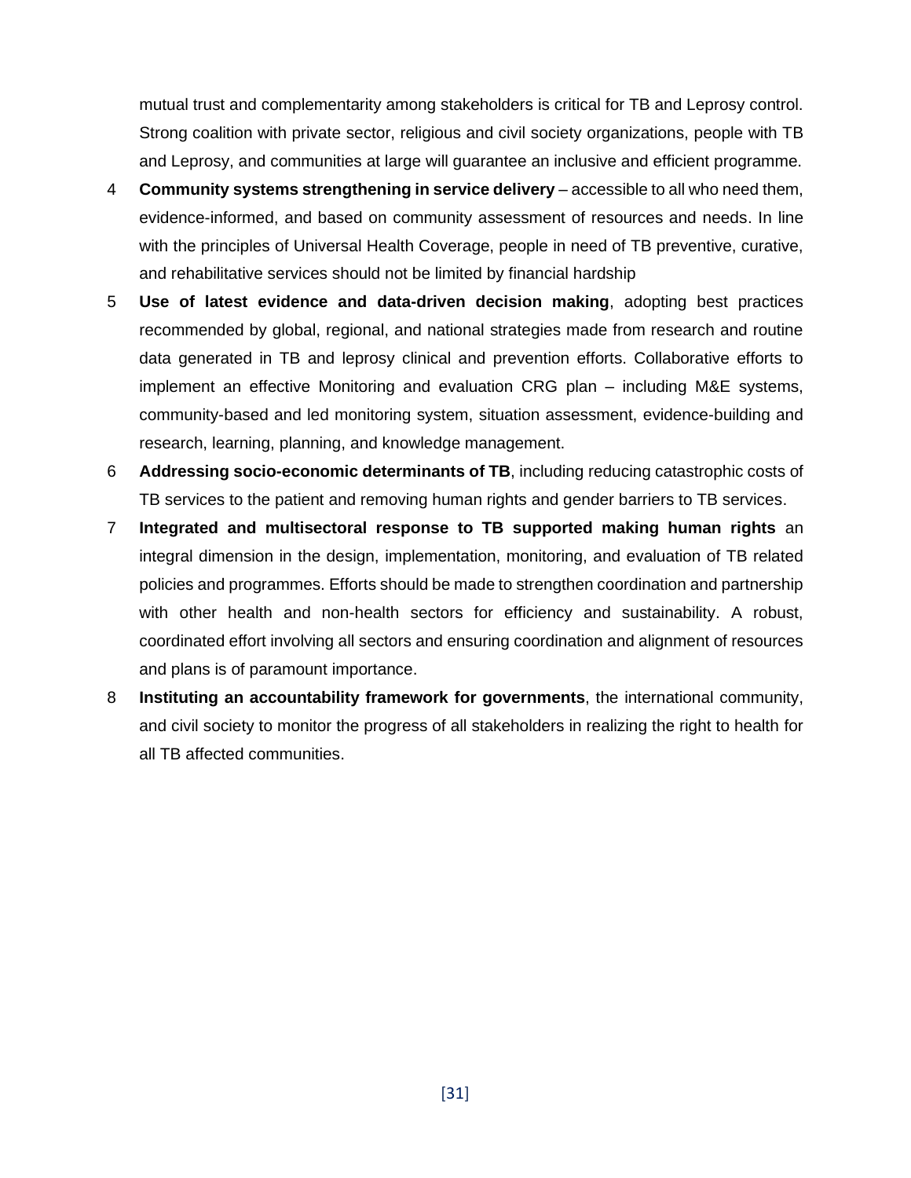mutual trust and complementarity among stakeholders is critical for TB and Leprosy control. Strong coalition with private sector, religious and civil society organizations, people with TB and Leprosy, and communities at large will guarantee an inclusive and efficient programme.

4 **Community systems strengthening in service delivery** – accessible to all who need them, evidence-informed, and based on community assessment of resources and needs. In line with the principles of Universal Health Coverage, people in need of TB preventive, curative, and rehabilitative services should not be limited by financial hardship

5 **Use of latest evidence and data-driven decision making**, adopting best practices recommended by global, regional, and national strategies made from research and routine data generated in TB and leprosy clinical and prevention efforts. Collaborative efforts to implement an effective Monitoring and evaluation CRG plan – including M&E systems, community-based and led monitoring system, situation assessment, evidence-building and research, learning, planning, and knowledge management.

6 **Addressing socio-economic determinants of TB**, including reducing catastrophic costs of TB services to the patient and removing human rights and gender barriers to TB services.

7 **Integrated and multisectoral response to TB supported making human rights** an integral dimension in the design, implementation, monitoring, and evaluation of TB related policies and programmes. Efforts should be made to strengthen coordination and partnership with other health and non-health sectors for efficiency and sustainability. A robust, coordinated effort involving all sectors and ensuring coordination and alignment of resources and plans is of paramount importance.

8 **Instituting an accountability framework for governments**, the international community, and civil society to monitor the progress of all stakeholders in realizing the right to health for all TB affected communities.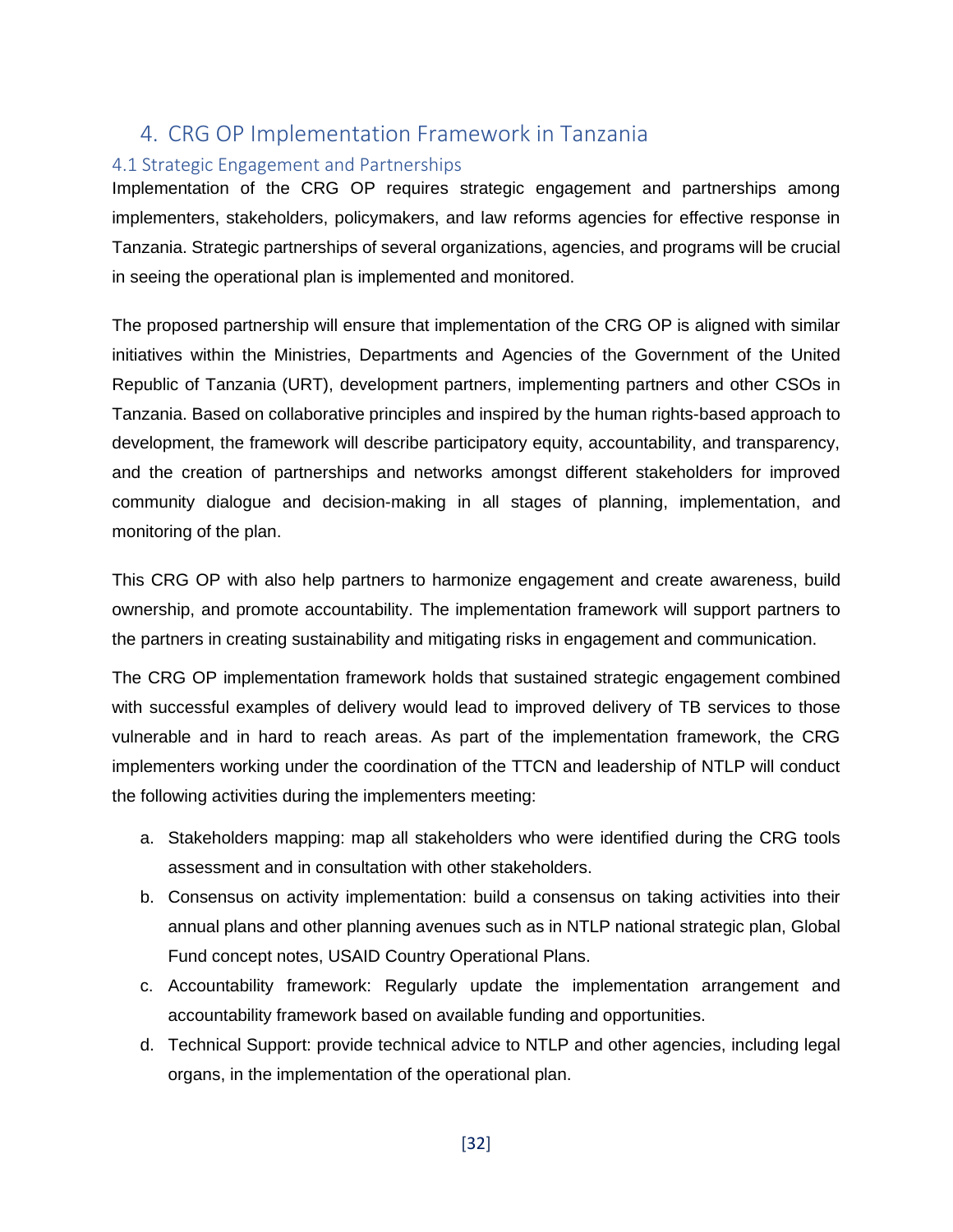# 4. CRG OP Implementation Framework in Tanzania

## 4.1 Strategic Engagement and Partnerships

Implementation of the CRG OP requires strategic engagement and partnerships among implementers, stakeholders, policymakers, and law reforms agencies for effective response in Tanzania. Strategic partnerships of several organizations, agencies, and programs will be crucial in seeing the operational plan is implemented and monitored.

The proposed partnership will ensure that implementation of the CRG OP is aligned with similar initiatives within the Ministries, Departments and Agencies of the Government of the United Republic of Tanzania (URT), development partners, implementing partners and other CSOs in Tanzania. Based on collaborative principles and inspired by the human rights-based approach to development, the framework will describe participatory equity, accountability, and transparency, and the creation of partnerships and networks amongst different stakeholders for improved community dialogue and decision-making in all stages of planning, implementation, and monitoring of the plan.

This CRG OP with also help partners to harmonize engagement and create awareness, build ownership, and promote accountability. The implementation framework will support partners to the partners in creating sustainability and mitigating risks in engagement and communication.

The CRG OP implementation framework holds that sustained strategic engagement combined with successful examples of delivery would lead to improved delivery of TB services to those vulnerable and in hard to reach areas. As part of the implementation framework, the CRG implementers working under the coordination of the TTCN and leadership of NTLP will conduct the following activities during the implementers meeting:

a. Stakeholders mapping: map all stakeholders who were identified during the CRG tools assessment and in consultation with other stakeholders.
b. Consensus on activity implementation: build a consensus on taking activities into their annual plans and other planning avenues such as in NTLP national strategic plan, Global Fund concept notes, USAID Country Operational Plans.
c. Accountability framework: Regularly update the implementation arrangement and accountability framework based on available funding and opportunities.
d. Technical Support: provide technical advice to NTLP and other agencies, including legal organs, in the implementation of the operational plan.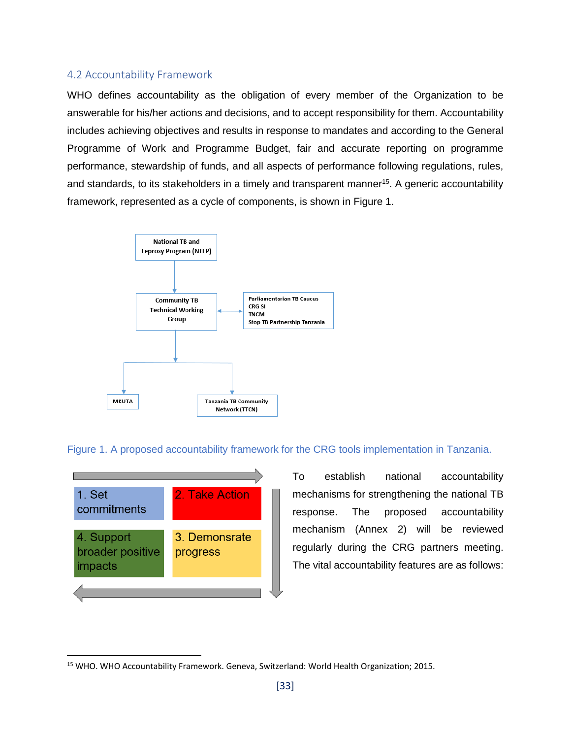## 4.2 Accountability Framework

WHO defines accountability as the obligation of every member of the Organization to be answerable for his/her actions and decisions, and to accept responsibility for them. Accountability includes achieving objectives and results in response to mandates and according to the General Programme of Work and Programme Budget, fair and accurate reporting on programme performance, stewardship of funds, and all aspects of performance following regulations, rules, and standards, to its stakeholders in a timely and transparent manner[15]. A generic accountability framework, represented as a cycle of components, is shown in Figure 1.

National TB and Leprosy Program (NTLP)

Community TB Technical Working Group

Parliamentarian TB Caucus
CRG SI
TNCM
Stop TB Partnership Tanzania

MKUTA

Tanzania TB Community Network (TTCN)

Figure 1. A proposed accountability framework for the CRG tools implementation in Tanzania.

1. Set commitments
2. Take Action
3. Demonsrate progress
4. Support broader positive impacts

To establish national accountability mechanisms for strengthening the national TB response. The proposed accountability mechanism (Annex 2) will be reviewed regularly during the CRG partners meeting. The vital accountability features are as follows:

[15] WHO. WHO Accountability Framework. Geneva, Switzerland: World Health Organization; 2015.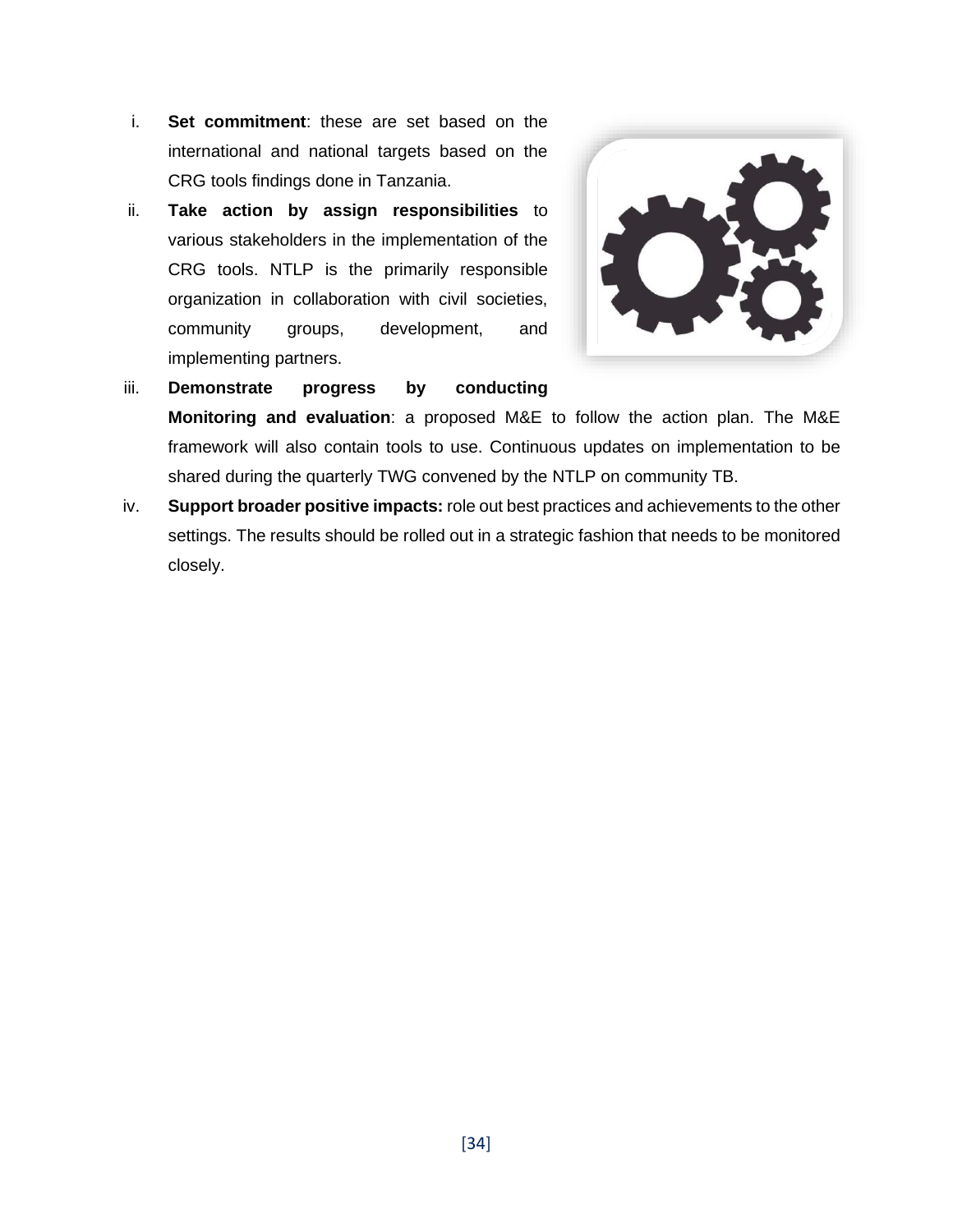i. **Set commitment**: these are set based on the international and national targets based on the CRG tools findings done in Tanzania.
ii. **Take action by assign responsibilities** to various stakeholders in the implementation of the CRG tools. NTLP is the primarily responsible organization in collaboration with civil societies, community groups, development, and implementing partners.
iii. **Demonstrate progress by conducting Monitoring and evaluation**: a proposed M&E to follow the action plan. The M&E framework will also contain tools to use. Continuous updates on implementation to be shared during the quarterly TWG convened by the NTLP on community TB.
iv. **Support broader positive impacts:** role out best practices and achievements to the other settings. The results should be rolled out in a strategic fashion that needs to be monitored closely.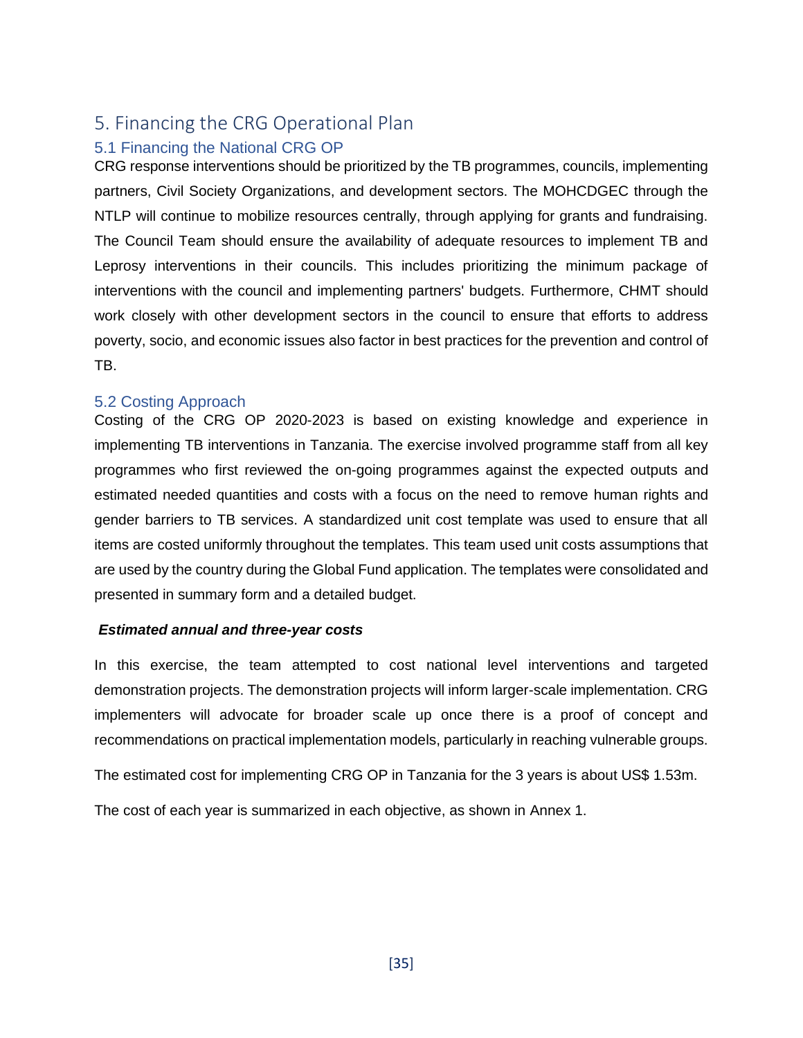# 5. Financing the CRG Operational Plan

## 5.1 Financing the National CRG OP

CRG response interventions should be prioritized by the TB programmes, councils, implementing partners, Civil Society Organizations, and development sectors. The MOHCDGEC through the NTLP will continue to mobilize resources centrally, through applying for grants and fundraising. The Council Team should ensure the availability of adequate resources to implement TB and Leprosy interventions in their councils. This includes prioritizing the minimum package of interventions with the council and implementing partners' budgets. Furthermore, CHMT should work closely with other development sectors in the council to ensure that efforts to address poverty, socio, and economic issues also factor in best practices for the prevention and control of TB.

## 5.2 Costing Approach

Costing of the CRG OP 2020-2023 is based on existing knowledge and experience in implementing TB interventions in Tanzania. The exercise involved programme staff from all key programmes who first reviewed the on-going programmes against the expected outputs and estimated needed quantities and costs with a focus on the need to remove human rights and gender barriers to TB services. A standardized unit cost template was used to ensure that all items are costed uniformly throughout the templates. This team used unit costs assumptions that are used by the country during the Global Fund application. The templates were consolidated and presented in summary form and a detailed budget.

***Estimated annual and three-year costs***

In this exercise, the team attempted to cost national level interventions and targeted demonstration projects. The demonstration projects will inform larger-scale implementation. CRG implementers will advocate for broader scale up once there is a proof of concept and recommendations on practical implementation models, particularly in reaching vulnerable groups.

The estimated cost for implementing CRG OP in Tanzania for the 3 years is about US$ 1.53m.

The cost of each year is summarized in each objective, as shown in Annex 1.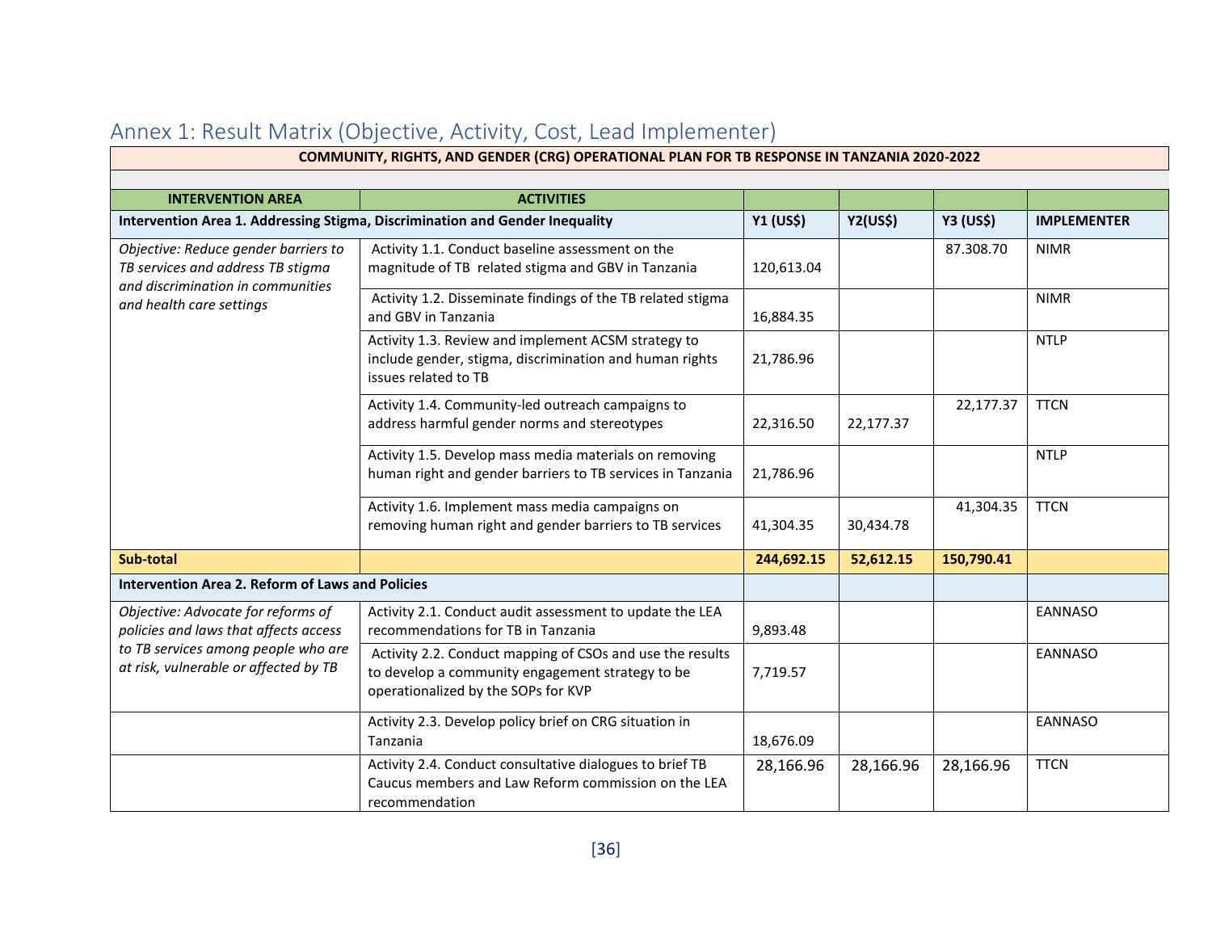## Annex 1: Result Matrix (Objective, Activity, Cost, Lead Implementer)

| COMMUNITY, RIGHTS, AND GENDER (CRG) OPERATIONAL PLAN FOR TB RESPONSE IN TANZANIA 2020-2022 | | | | | |
|---|---|---|---|---|---|
| | | | | | |
| **INTERVENTION AREA** | **ACTIVITIES** | | | | |
| **Intervention Area 1. Addressing Stigma, Discrimination and Gender Inequality** | | **Y1 (US$)** | **Y2(US$)** | **Y3 (US$)** | **IMPLEMENTER** |
| *Objective: Reduce gender barriers to TB services and address TB stigma and discrimination in communities and health care settings* | Activity 1.1. Conduct baseline assessment on the magnitude of TB related stigma and GBV in Tanzania | 120,613.04 | | 87.308.70 | NIMR |
| | Activity 1.2. Disseminate findings of the TB related stigma and GBV in Tanzania | 16,884.35 | | | NIMR |
| | Activity 1.3. Review and implement ACSM strategy to include gender, stigma, discrimination and human rights issues related to TB | 21,786.96 | | | NTLP |
| | Activity 1.4. Community-led outreach campaigns to address harmful gender norms and stereotypes | 22,316.50 | 22,177.37 | 22,177.37 | TTCN |
| | Activity 1.5. Develop mass media materials on removing human right and gender barriers to TB services in Tanzania | 21,786.96 | | | NTLP |
| | Activity 1.6. Implement mass media campaigns on removing human right and gender barriers to TB services | 41,304.35 | 30,434.78 | 41,304.35 | TTCN |
| **Sub-total** | | **244,692.15** | **52,612.15** | **150,790.41** | |
| **Intervention Area 2. Reform of Laws and Policies** | | | | | |
| *Objective: Advocate for reforms of policies and laws that affects access to TB services among people who are at risk, vulnerable or affected by TB* | Activity 2.1. Conduct audit assessment to update the LEA recommendations for TB in Tanzania | 9,893.48 | | | EANNASO |
| | Activity 2.2. Conduct mapping of CSOs and use the results to develop a community engagement strategy to be operationalized by the SOPs for KVP | 7,719.57 | | | EANNASO |
| | Activity 2.3. Develop policy brief on CRG situation in Tanzania | 18,676.09 | | | EANNASO |
| | Activity 2.4. Conduct consultative dialogues to brief TB Caucus members and Law Reform commission on the LEA recommendation | 28,166.96 | 28,166.96 | 28,166.96 | TTCN |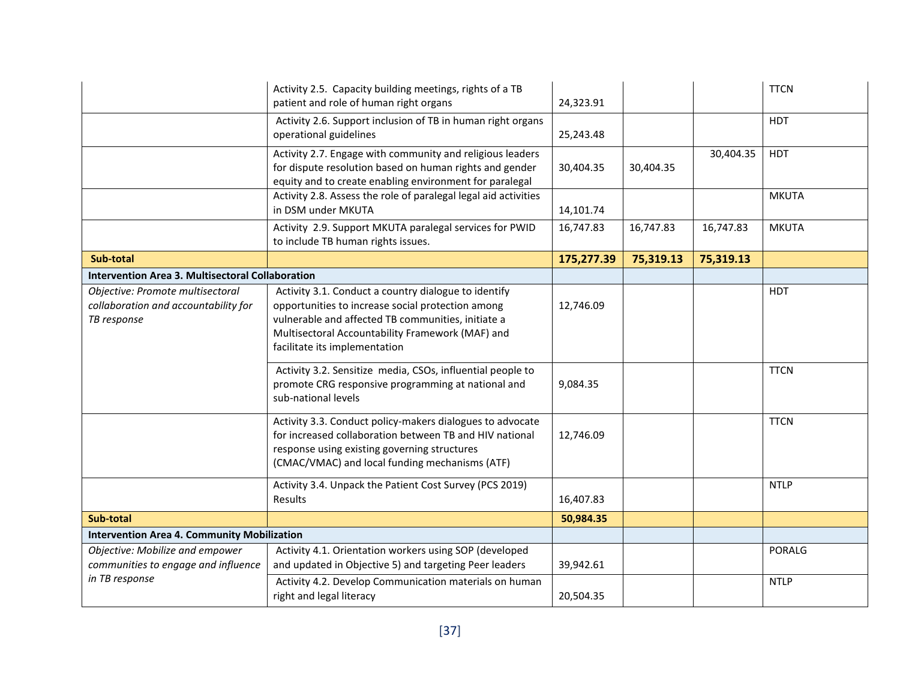| | | | | | |
|---|---|---|---|---|---|
| | Activity 2.5. Capacity building meetings, rights of a TB patient and role of human right organs | 24,323.91 | | | TTCN |
| | Activity 2.6. Support inclusion of TB in human right organs operational guidelines | 25,243.48 | | | HDT |
| | Activity 2.7. Engage with community and religious leaders for dispute resolution based on human rights and gender equity and to create enabling environment for paralegal | 30,404.35 | 30,404.35 | 30,404.35 | HDT |
| | Activity 2.8. Assess the role of paralegal legal aid activities in DSM under MKUTA | 14,101.74 | | | MKUTA |
| | Activity 2.9. Support MKUTA paralegal services for PWID to include TB human rights issues. | 16,747.83 | 16,747.83 | 16,747.83 | MKUTA |
| **Sub-total** | | **175,277.39** | **75,319.13** | **75,319.13** | |
| **Intervention Area 3. Multisectoral Collaboration** | | | | | |
| *Objective: Promote multisectoral collaboration and accountability for TB response* | Activity 3.1. Conduct a country dialogue to identify opportunities to increase social protection among vulnerable and affected TB communities, initiate a Multisectoral Accountability Framework (MAF) and facilitate its implementation | 12,746.09 | | | HDT |
| | Activity 3.2. Sensitize media, CSOs, influential people to promote CRG responsive programming at national and sub-national levels | 9,084.35 | | | TTCN |
| | Activity 3.3. Conduct policy-makers dialogues to advocate for increased collaboration between TB and HIV national response using existing governing structures (CMAC/VMAC) and local funding mechanisms (ATF) | 12,746.09 | | | TTCN |
| | Activity 3.4. Unpack the Patient Cost Survey (PCS 2019) Results | 16,407.83 | | | NTLP |
| **Sub-total** | | **50,984.35** | | | |
| **Intervention Area 4. Community Mobilization** | | | | | |
| *Objective: Mobilize and empower communities to engage and influence in TB response* | Activity 4.1. Orientation workers using SOP (developed and updated in Objective 5) and targeting Peer leaders | 39,942.61 | | | PORALG |
| | Activity 4.2. Develop Communication materials on human right and legal literacy | 20,504.35 | | | NTLP |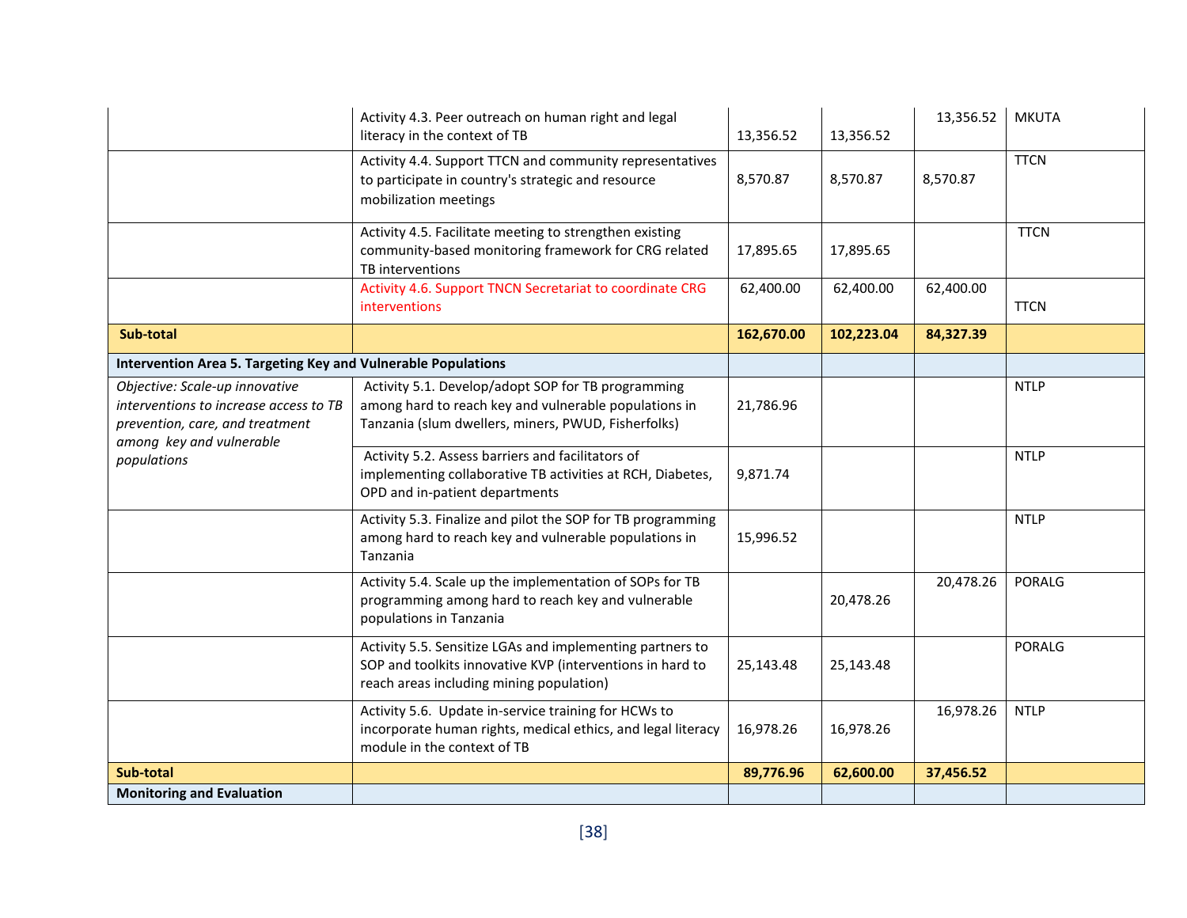| | | | | | |
|---|---|---|---|---|---|
| | Activity 4.3. Peer outreach on human right and legal literacy in the context of TB | 13,356.52 | 13,356.52 | 13,356.52 | MKUTA |
| | Activity 4.4. Support TTCN and community representatives to participate in country's strategic and resource mobilization meetings | 8,570.87 | 8,570.87 | 8,570.87 | TTCN |
| | Activity 4.5. Facilitate meeting to strengthen existing community-based monitoring framework for CRG related TB interventions | 17,895.65 | 17,895.65 | | TTCN |
| | Activity 4.6. Support TNCN Secretariat to coordinate CRG interventions | 62,400.00 | 62,400.00 | 62,400.00 | TTCN |
| **Sub-total** | | **162,670.00** | **102,223.04** | **84,327.39** | |
| **Intervention Area 5. Targeting Key and Vulnerable Populations** | | | | | |
| *Objective: Scale-up innovative interventions to increase access to TB prevention, care, and treatment among key and vulnerable populations* | Activity 5.1. Develop/adopt SOP for TB programming among hard to reach key and vulnerable populations in Tanzania (slum dwellers, miners, PWUD, Fisherfolks) | 21,786.96 | | | NTLP |
| | Activity 5.2. Assess barriers and facilitators of implementing collaborative TB activities at RCH, Diabetes, OPD and in-patient departments | 9,871.74 | | | NTLP |
| | Activity 5.3. Finalize and pilot the SOP for TB programming among hard to reach key and vulnerable populations in Tanzania | 15,996.52 | | | NTLP |
| | Activity 5.4. Scale up the implementation of SOPs for TB programming among hard to reach key and vulnerable populations in Tanzania | | 20,478.26 | 20,478.26 | PORALG |
| | Activity 5.5. Sensitize LGAs and implementing partners to SOP and toolkits innovative KVP (interventions in hard to reach areas including mining population) | 25,143.48 | 25,143.48 | | PORALG |
| | Activity 5.6. Update in-service training for HCWs to incorporate human rights, medical ethics, and legal literacy module in the context of TB | 16,978.26 | 16,978.26 | 16,978.26 | NTLP |
| **Sub-total** | | **89,776.96** | **62,600.00** | **37,456.52** | |
| **Monitoring and Evaluation** | | | | | |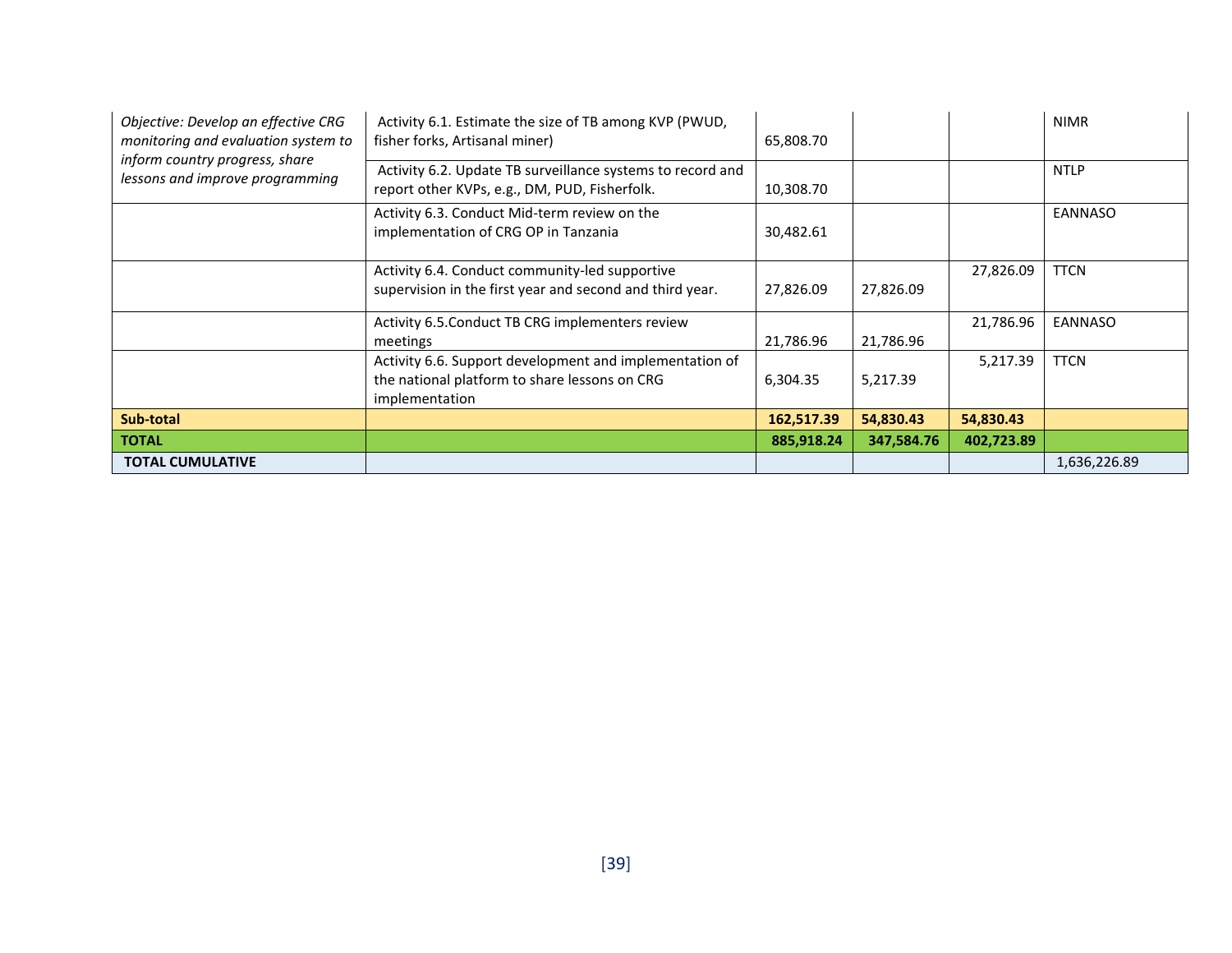| | | | | | |
|---|---|---|---|---|---|
| *Objective: Develop an effective CRG monitoring and evaluation system to inform country progress, share lessons and improve programming* | Activity 6.1. Estimate the size of TB among KVP (PWUD, fisher forks, Artisanal miner) | 65,808.70 | | | NIMR |
| | Activity 6.2. Update TB surveillance systems to record and report other KVPs, e.g., DM, PUD, Fisherfolk. | 10,308.70 | | | NTLP |
| | Activity 6.3. Conduct Mid-term review on the implementation of CRG OP in Tanzania | 30,482.61 | | | EANNASO |
| | Activity 6.4. Conduct community-led supportive supervision in the first year and second and third year. | 27,826.09 | 27,826.09 | 27,826.09 | TTCN |
| | Activity 6.5.Conduct TB CRG implementers review meetings | 21,786.96 | 21,786.96 | 21,786.96 | EANNASO |
| | Activity 6.6. Support development and implementation of the national platform to share lessons on CRG implementation | 6,304.35 | 5,217.39 | 5,217.39 | TTCN |
| **Sub-total** | | **162,517.39** | **54,830.43** | **54,830.43** | |
| **TOTAL** | | **885,918.24** | **347,584.76** | **402,723.89** | |
| **TOTAL CUMULATIVE** | | | | | 1,636,226.89 |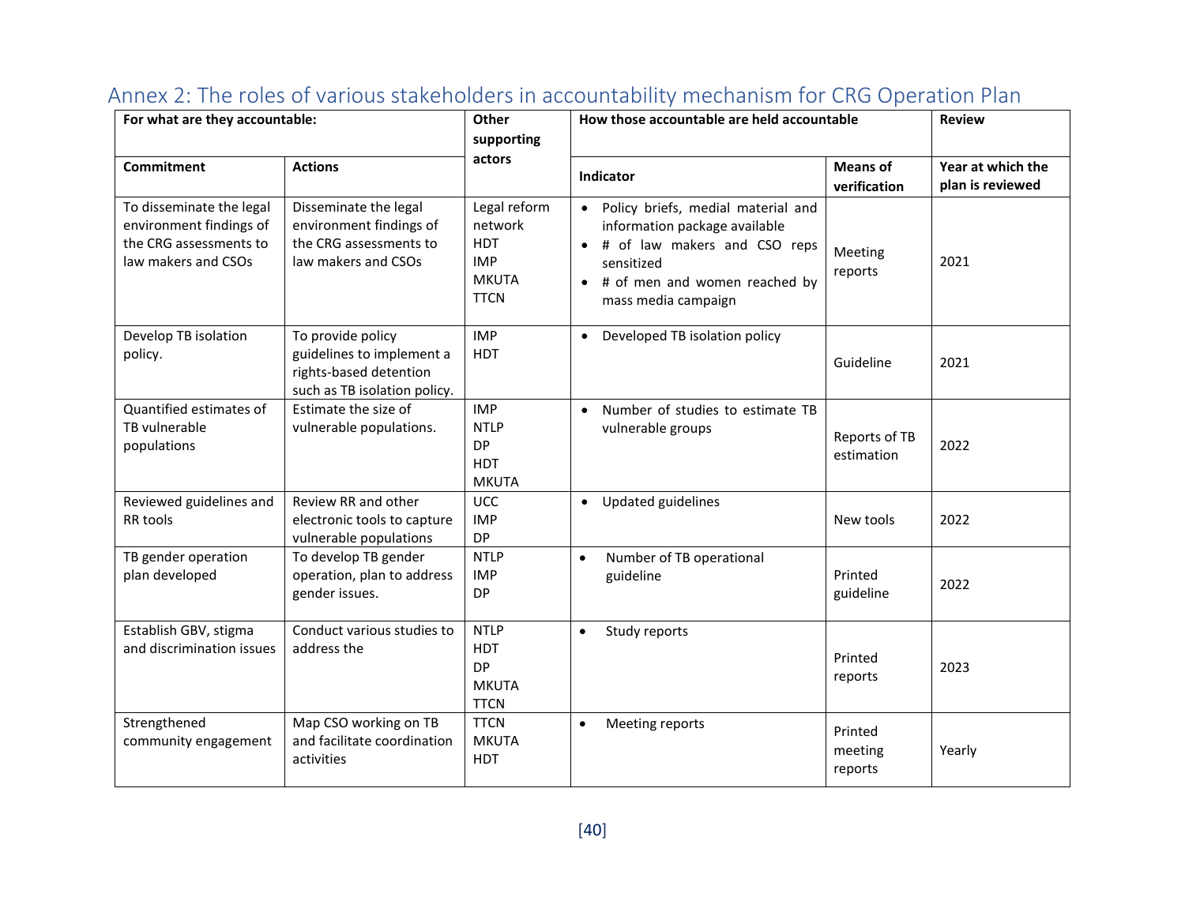# Annex 2: The roles of various stakeholders in accountability mechanism for CRG Operation Plan

| For what are they accountable: | | Other supporting actors | How those accountable are held accountable | | Review |
|---|---|---|---|---|---|
| Commitment | Actions | | Indicator | Means of verification | Year at which the plan is reviewed |
| To disseminate the legal environment findings of the CRG assessments to law makers and CSOs | Disseminate the legal environment findings of the CRG assessments to law makers and CSOs | Legal reform network<br>HDT<br>IMP<br>MKUTA<br>TTCN | • Policy briefs, medial material and information package available<br>• # of law makers and CSO reps sensitized<br>• # of men and women reached by mass media campaign | Meeting reports | 2021 |
| Develop TB isolation policy. | To provide policy guidelines to implement a rights-based detention such as TB isolation policy. | IMP<br>HDT | • Developed TB isolation policy | Guideline | 2021 |
| Quantified estimates of TB vulnerable populations | Estimate the size of vulnerable populations. | IMP<br>NTLP<br>DP<br>HDT<br>MKUTA | • Number of studies to estimate TB vulnerable groups | Reports of TB estimation | 2022 |
| Reviewed guidelines and RR tools | Review RR and other electronic tools to capture vulnerable populations | UCC<br>IMP<br>DP | • Updated guidelines | New tools | 2022 |
| TB gender operation plan developed | To develop TB gender operation, plan to address gender issues. | NTLP<br>IMP<br>DP | • Number of TB operational guideline | Printed guideline | 2022 |
| Establish GBV, stigma and discrimination issues | Conduct various studies to address the | NTLP<br>HDT<br>DP<br>MKUTA<br>TTCN | • Study reports | Printed reports | 2023 |
| Strengthened community engagement | Map CSO working on TB and facilitate coordination activities | TTCN<br>MKUTA<br>HDT | • Meeting reports | Printed meeting reports | Yearly |